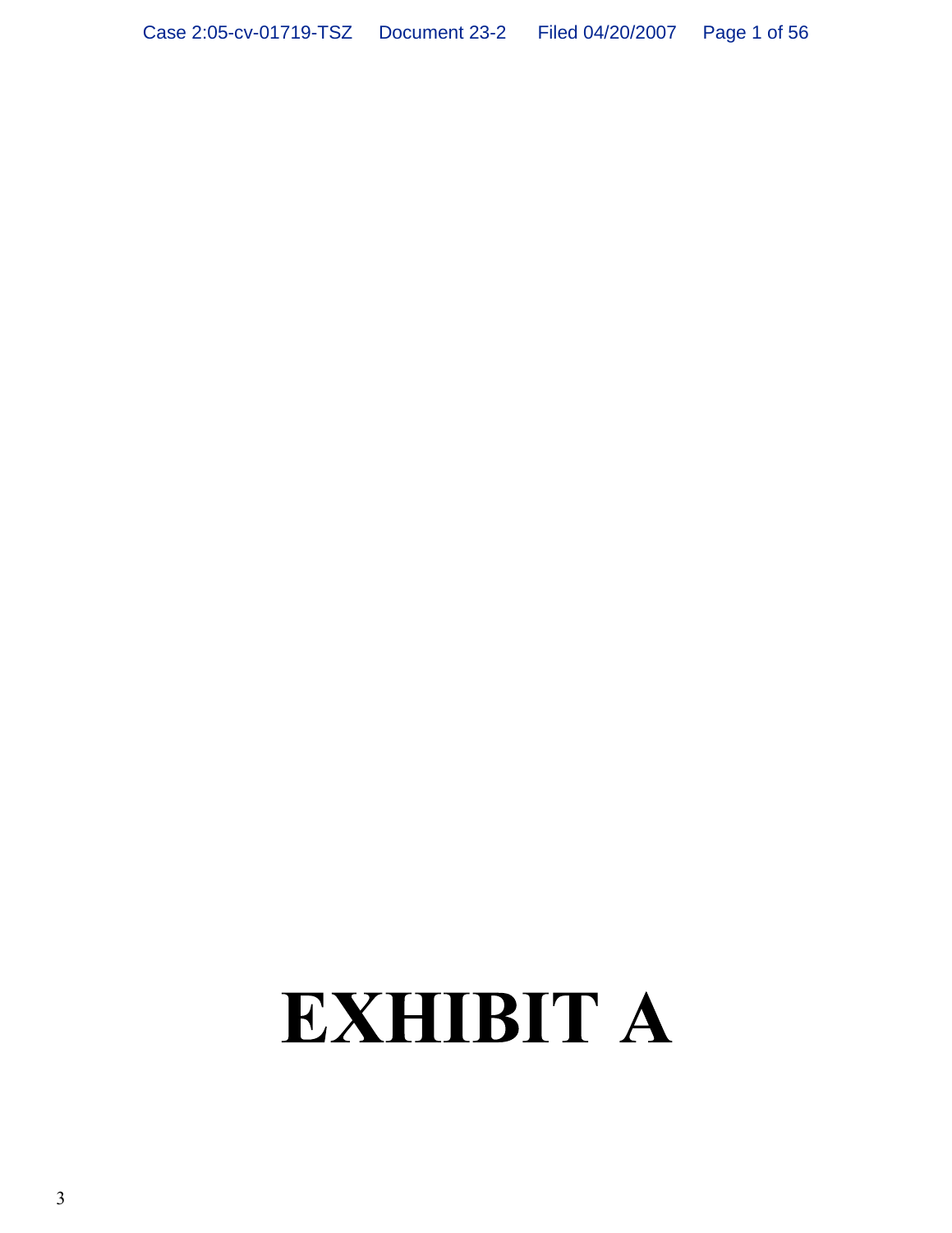# EXHIBIT A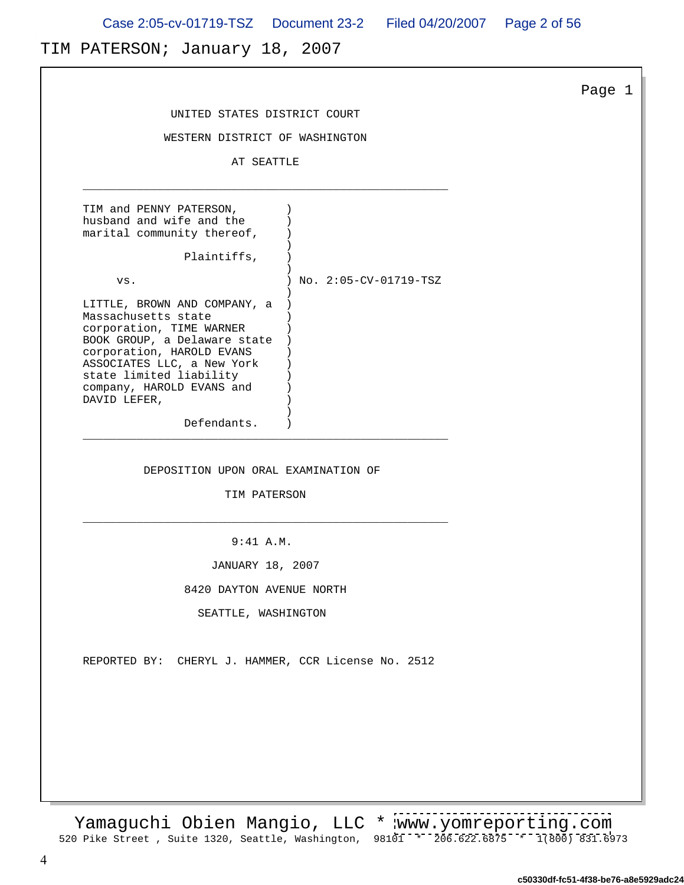UNITED STATES DISTRICT COURT

WESTERN DISTRICT OF WASHINGTON

AT SEATTLE

---

| | |
|---|---|
| TIM and PENNY PATERSON, husband and wife and the marital community thereof, | |
| Plaintiffs, | |
| vs. | No. 2:05-CV-01719-TSZ |
| LITTLE, BROWN AND COMPANY, a Massachusetts state corporation, TIME WARNER BOOK GROUP, a Delaware state corporation, HAROLD EVANS ASSOCIATES LLC, a New York state limited liability company, HAROLD EVANS and DAVID LEFER, | |
| Defendants. | |

---

DEPOSITION UPON ORAL EXAMINATION OF

TIM PATERSON

---

9:41 A.M.

JANUARY 18, 2007

8420 DAYTON AVENUE NORTH

SEATTLE, WASHINGTON

REPORTED BY: CHERYL J. HAMMER, CCR License No. 2512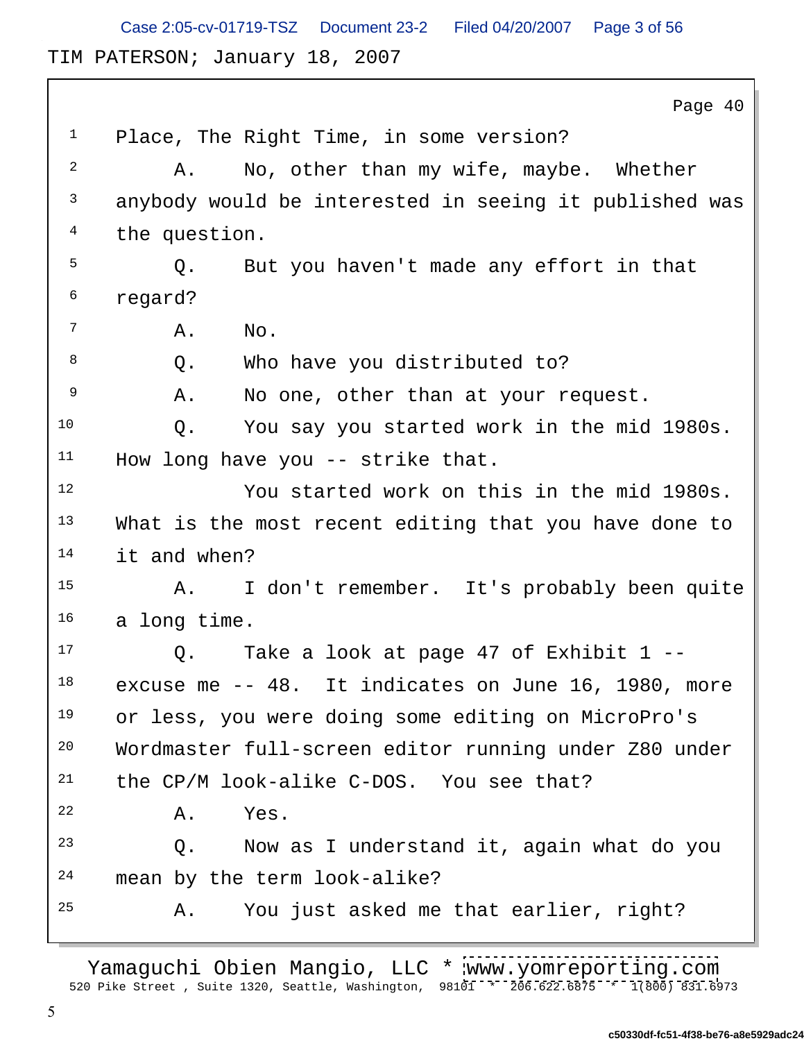TIM PATERSON; January 18, 2007

Page 40

1 Place, The Right Time, in some version?

2 A. No, other than my wife, maybe. Whether

3 anybody would be interested in seeing it published was

4 the question.

5 Q. But you haven't made any effort in that

6 regard?

7 A. No.

8 Q. Who have you distributed to?

9 A. No one, other than at your request.

10 Q. You say you started work in the mid 1980s.

11 How long have you -- strike that.

12 You started work on this in the mid 1980s.

13 What is the most recent editing that you have done to

14 it and when?

15 A. I don't remember. It's probably been quite

16 a long time.

17 Q. Take a look at page 47 of Exhibit 1 --

18 excuse me -- 48. It indicates on June 16, 1980, more

19 or less, you were doing some editing on MicroPro's

20 Wordmaster full-screen editor running under Z80 under

21 the CP/M look-alike C-DOS. You see that?

22 A. Yes.

23 Q. Now as I understand it, again what do you

24 mean by the term look-alike?

25 A. You just asked me that earlier, right?

Yamaguchi Obien Mangio, LLC * www.yomreporting.com
520 Pike Street , Suite 1320, Seattle, Washington, 98101 * 206.622.6875 * 1(800) 831.6973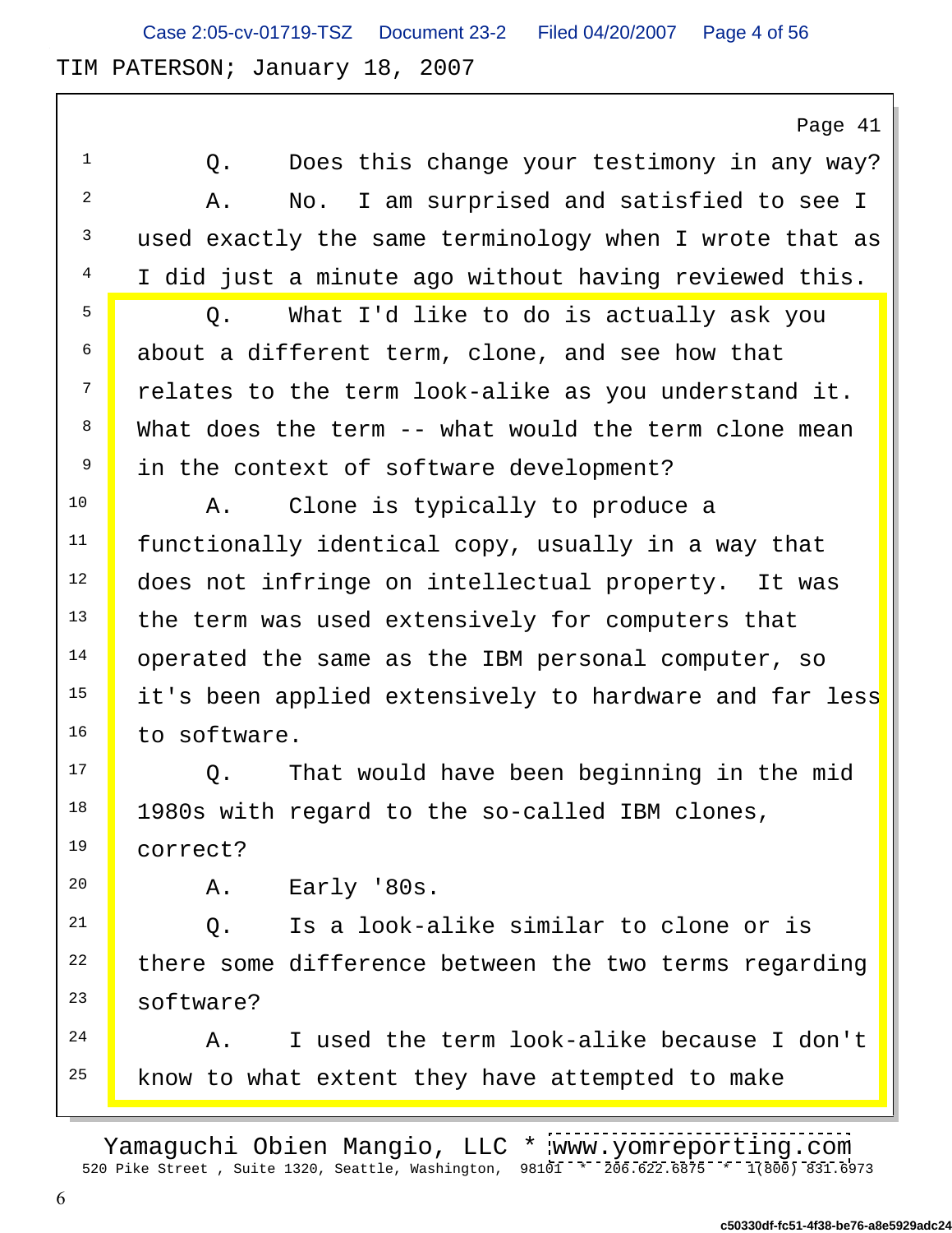TIM PATERSON; January 18, 2007

Page 41

1 Q. Does this change your testimony in any way?
2 A. No. I am surprised and satisfied to see I
3 used exactly the same terminology when I wrote that as
4 I did just a minute ago without having reviewed this.
5 Q. What I'd like to do is actually ask you
6 about a different term, clone, and see how that
7 relates to the term look-alike as you understand it.
8 What does the term -- what would the term clone mean
9 in the context of software development?
10 A. Clone is typically to produce a
11 functionally identical copy, usually in a way that
12 does not infringe on intellectual property. It was
13 the term was used extensively for computers that
14 operated the same as the IBM personal computer, so
15 it's been applied extensively to hardware and far less
16 to software.
17 Q. That would have been beginning in the mid
18 1980s with regard to the so-called IBM clones,
19 correct?
20 A. Early '80s.
21 Q. Is a look-alike similar to clone or is
22 there some difference between the two terms regarding
23 software?
24 A. I used the term look-alike because I don't
25 know to what extent they have attempted to make

Yamaguchi Obien Mangio, LLC * www.yomreporting.com
520 Pike Street , Suite 1320, Seattle, Washington, 98101 * 206.622.6875 * 1(800) 831.6973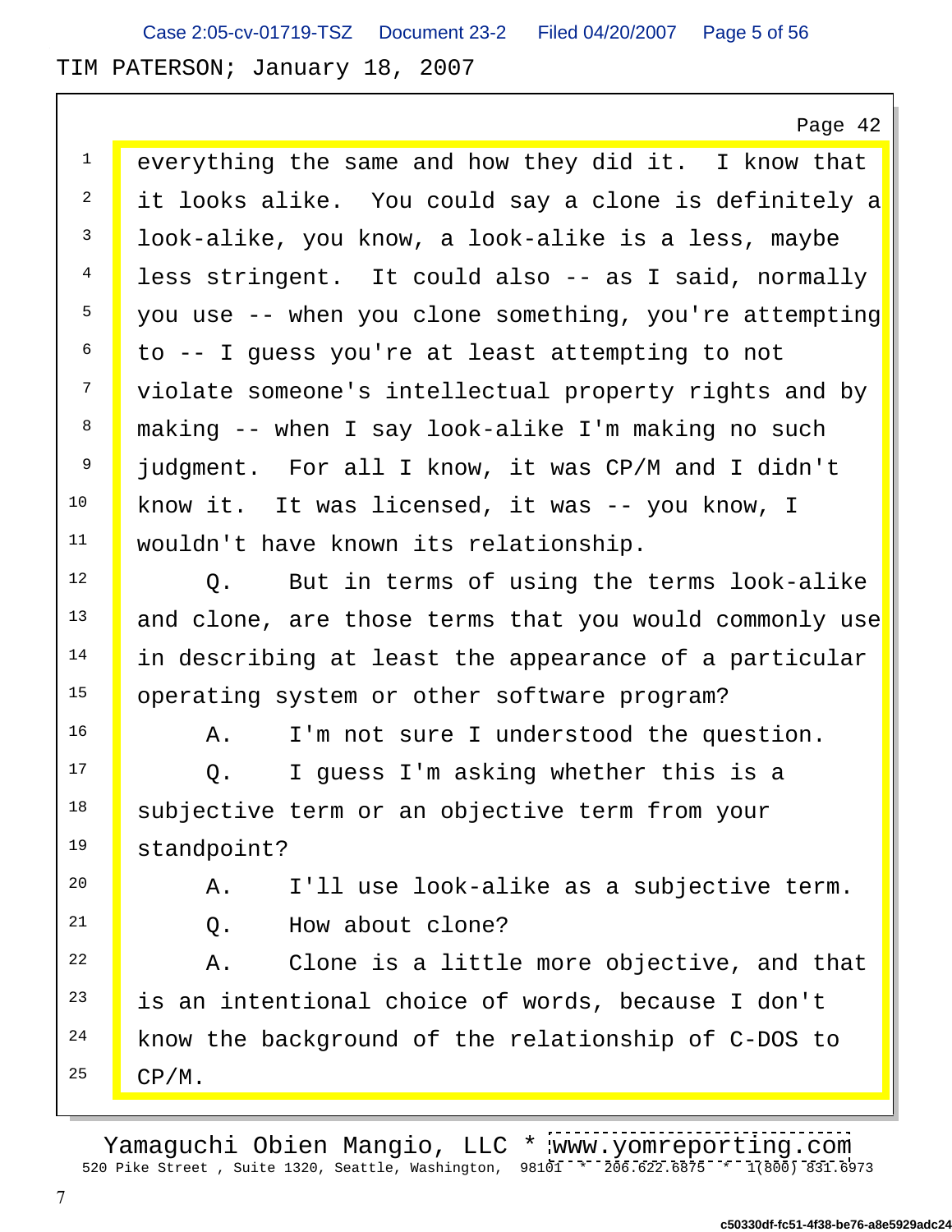Page 42

1 everything the same and how they did it. I know that
2 it looks alike. You could say a clone is definitely a
3 look-alike, you know, a look-alike is a less, maybe
4 less stringent. It could also -- as I said, normally
5 you use -- when you clone something, you're attempting
6 to -- I guess you're at least attempting to not
7 violate someone's intellectual property rights and by
8 making -- when I say look-alike I'm making no such
9 judgment. For all I know, it was CP/M and I didn't
10 know it. It was licensed, it was -- you know, I
11 wouldn't have known its relationship.
12 Q. But in terms of using the terms look-alike
13 and clone, are those terms that you would commonly use
14 in describing at least the appearance of a particular
15 operating system or other software program?
16 A. I'm not sure I understood the question.
17 Q. I guess I'm asking whether this is a
18 subjective term or an objective term from your
19 standpoint?
20 A. I'll use look-alike as a subjective term.
21 Q. How about clone?
22 A. Clone is a little more objective, and that
23 is an intentional choice of words, because I don't
24 know the background of the relationship of C-DOS to
25 CP/M.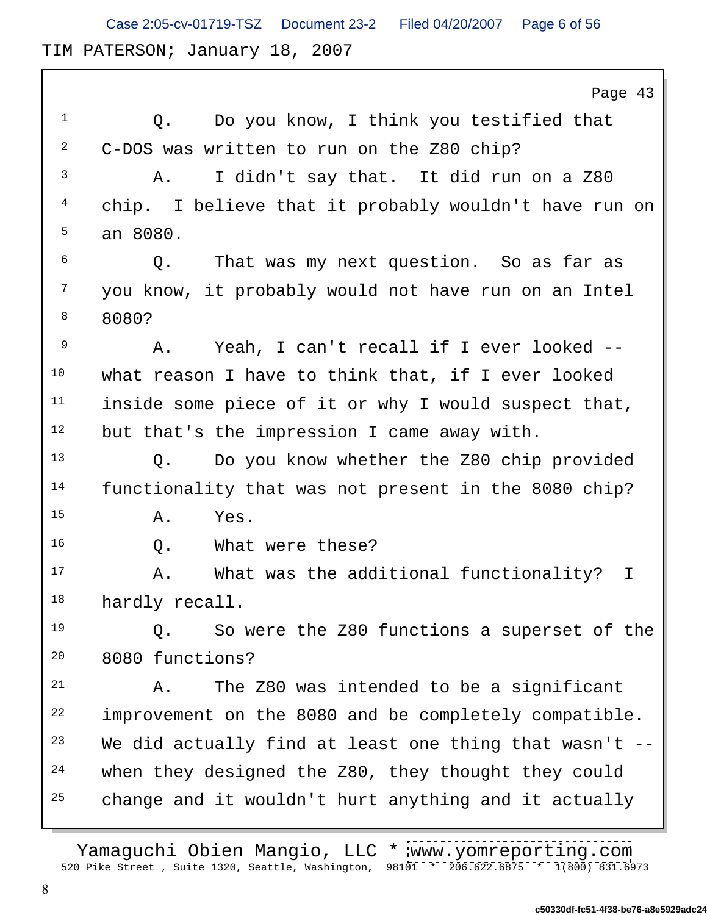TIM PATERSON; January 18, 2007

Page 43

1 Q. Do you know, I think you testified that
2 C-DOS was written to run on the Z80 chip?
3 A. I didn't say that. It did run on a Z80
4 chip. I believe that it probably wouldn't have run on
5 an 8080.
6 Q. That was my next question. So as far as
7 you know, it probably would not have run on an Intel
8 8080?
9 A. Yeah, I can't recall if I ever looked --
10 what reason I have to think that, if I ever looked
11 inside some piece of it or why I would suspect that,
12 but that's the impression I came away with.
13 Q. Do you know whether the Z80 chip provided
14 functionality that was not present in the 8080 chip?
15 A. Yes.
16 Q. What were these?
17 A. What was the additional functionality? I
18 hardly recall.
19 Q. So were the Z80 functions a superset of the
20 8080 functions?
21 A. The Z80 was intended to be a significant
22 improvement on the 8080 and be completely compatible.
23 We did actually find at least one thing that wasn't --
24 when they designed the Z80, they thought they could
25 change and it wouldn't hurt anything and it actually

Yamaguchi Obien Mangio, LLC * www.yomreporting.com
520 Pike Street , Suite 1320, Seattle, Washington, 98101 * 206.622.6875 * 1(800) 831.6973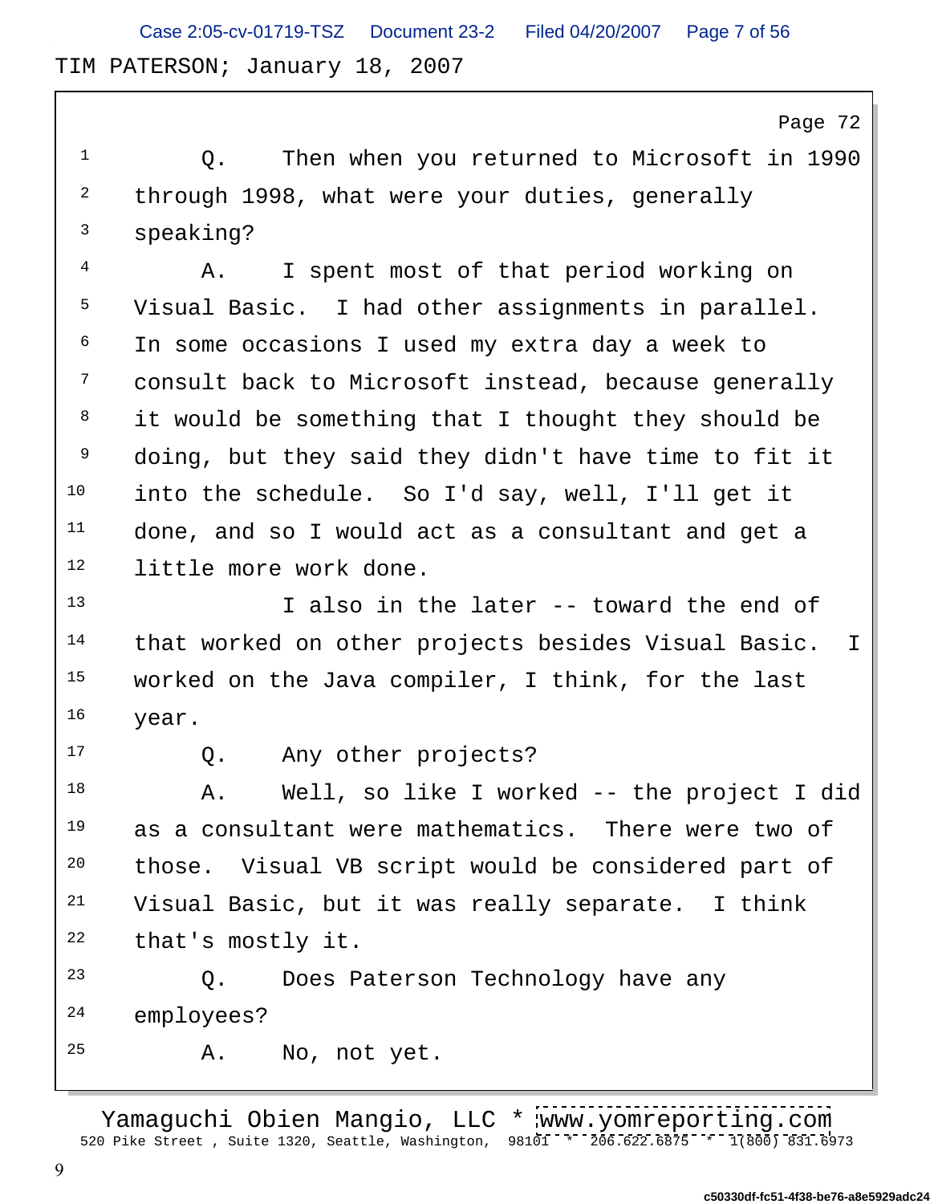TIM PATERSON; January 18, 2007

Page 72

1 Q. Then when you returned to Microsoft in 1990
2 through 1998, what were your duties, generally
3 speaking?
4 A. I spent most of that period working on
5 Visual Basic. I had other assignments in parallel.
6 In some occasions I used my extra day a week to
7 consult back to Microsoft instead, because generally
8 it would be something that I thought they should be
9 doing, but they said they didn't have time to fit it
10 into the schedule. So I'd say, well, I'll get it
11 done, and so I would act as a consultant and get a
12 little more work done.
13 I also in the later -- toward the end of
14 that worked on other projects besides Visual Basic. I
15 worked on the Java compiler, I think, for the last
16 year.
17 Q. Any other projects?
18 A. Well, so like I worked -- the project I did
19 as a consultant were mathematics. There were two of
20 those. Visual VB script would be considered part of
21 Visual Basic, but it was really separate. I think
22 that's mostly it.
23 Q. Does Paterson Technology have any
24 employees?
25 A. No, not yet.

Yamaguchi Obien Mangio, LLC * www.yomreporting.com
520 Pike Street , Suite 1320, Seattle, Washington, 98101 * 206.622.6875 * 1(800) 831.6973

c50330df-fc51-4f38-be76-a8e5929adc24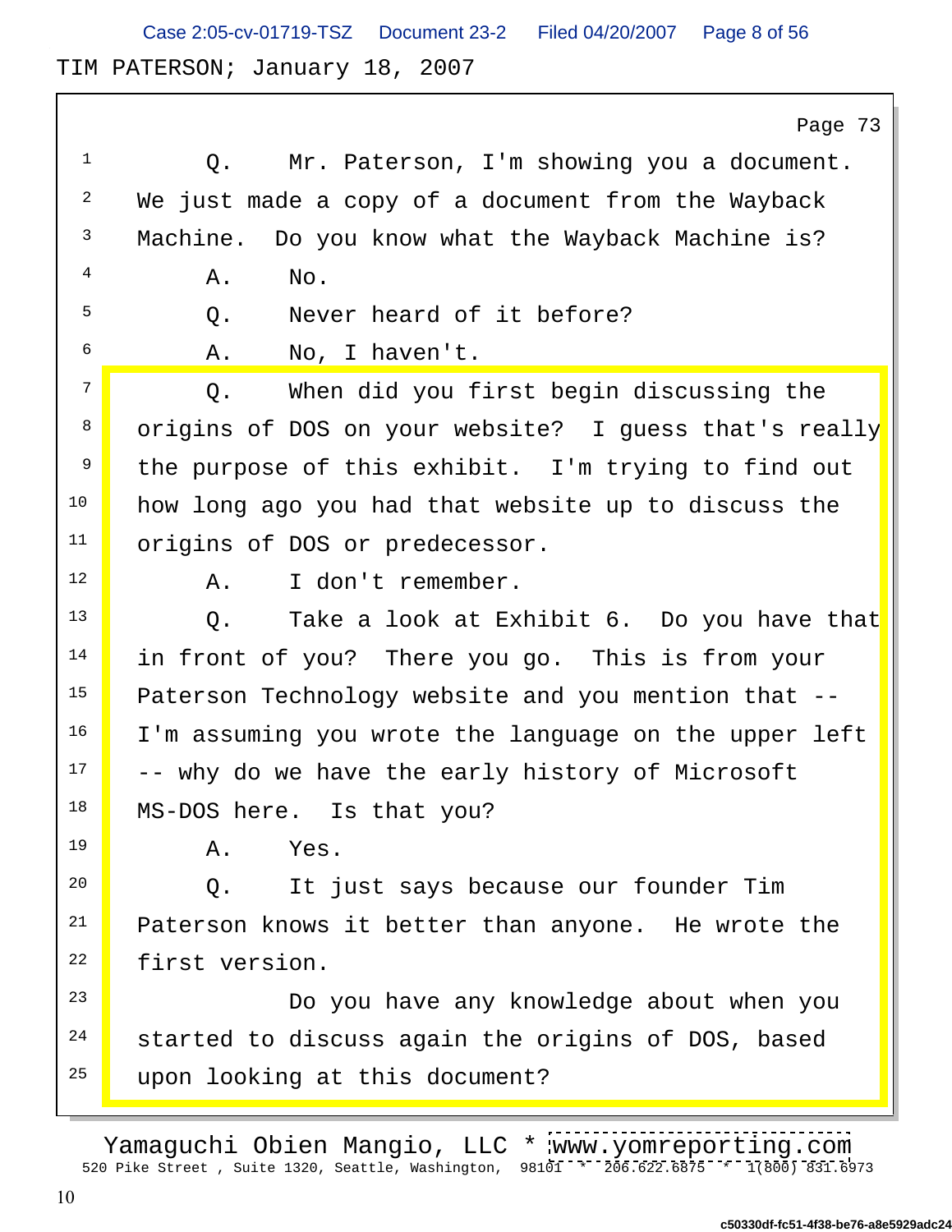TIM PATERSON; January 18, 2007

Page 73

1 Q. Mr. Paterson, I'm showing you a document.
2 We just made a copy of a document from the Wayback
3 Machine. Do you know what the Wayback Machine is?
4 A. No.
5 Q. Never heard of it before?
6 A. No, I haven't.
7 Q. When did you first begin discussing the
8 origins of DOS on your website? I guess that's really
9 the purpose of this exhibit. I'm trying to find out
10 how long ago you had that website up to discuss the
11 origins of DOS or predecessor.
12 A. I don't remember.
13 Q. Take a look at Exhibit 6. Do you have that
14 in front of you? There you go. This is from your
15 Paterson Technology website and you mention that --
16 I'm assuming you wrote the language on the upper left
17 -- why do we have the early history of Microsoft
18 MS-DOS here. Is that you?
19 A. Yes.
20 Q. It just says because our founder Tim
21 Paterson knows it better than anyone. He wrote the
22 first version.
23 Do you have any knowledge about when you
24 started to discuss again the origins of DOS, based
25 upon looking at this document?

Yamaguchi Obien Mangio, LLC * www.yomreporting.com
520 Pike Street , Suite 1320, Seattle, Washington, 98101 * 206.622.6875 * 1(800) 831.6973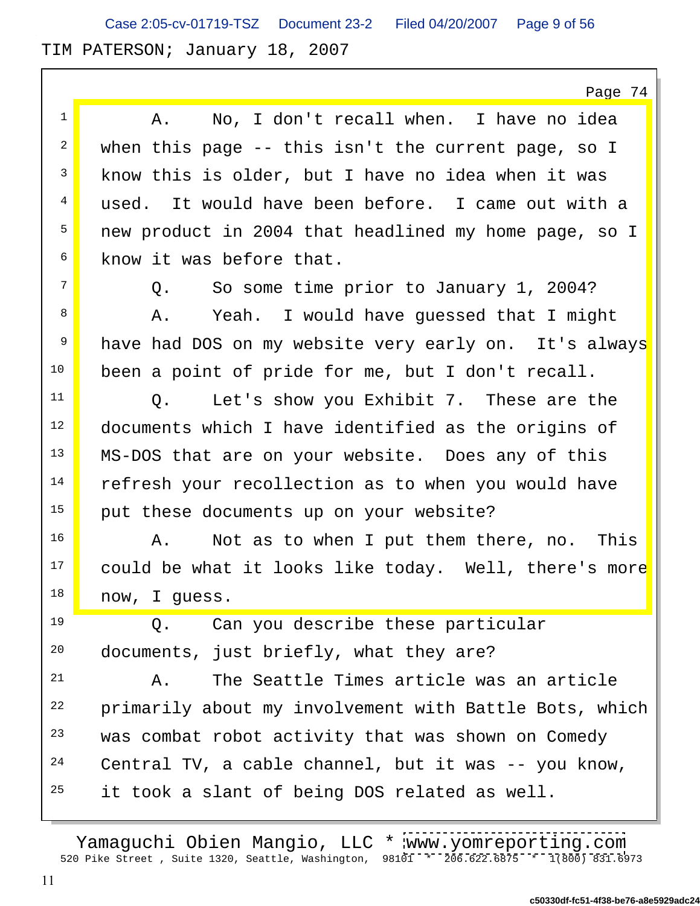TIM PATERSON; January 18, 2007

Page 74

1 A. No, I don't recall when. I have no idea
2 when this page -- this isn't the current page, so I
3 know this is older, but I have no idea when it was
4 used. It would have been before. I came out with a
5 new product in 2004 that headlined my home page, so I
6 know it was before that.
7 Q. So some time prior to January 1, 2004?
8 A. Yeah. I would have guessed that I might
9 have had DOS on my website very early on. It's always
10 been a point of pride for me, but I don't recall.
11 Q. Let's show you Exhibit 7. These are the
12 documents which I have identified as the origins of
13 MS-DOS that are on your website. Does any of this
14 refresh your recollection as to when you would have
15 put these documents up on your website?
16 A. Not as to when I put them there, no. This
17 could be what it looks like today. Well, there's more
18 now, I guess.
19 Q. Can you describe these particular
20 documents, just briefly, what they are?
21 A. The Seattle Times article was an article
22 primarily about my involvement with Battle Bots, which
23 was combat robot activity that was shown on Comedy
24 Central TV, a cable channel, but it was -- you know,
25 it took a slant of being DOS related as well.

Yamaguchi Obien Mangio, LLC * www.yomreporting.com
520 Pike Street , Suite 1320, Seattle, Washington, 98101 * 206.622.6875 * 1(800) 831.6973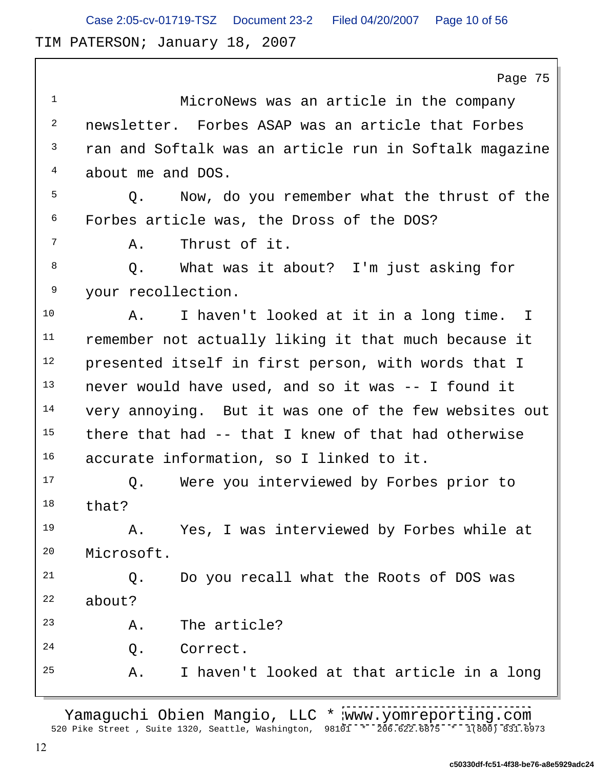TIM PATERSON; January 18, 2007

Page 75

1 MicroNews was an article in the company
2 newsletter. Forbes ASAP was an article that Forbes
3 ran and Softalk was an article run in Softalk magazine
4 about me and DOS.
5 Q. Now, do you remember what the thrust of the
6 Forbes article was, the Dross of the DOS?
7 A. Thrust of it.
8 Q. What was it about? I'm just asking for
9 your recollection.
10 A. I haven't looked at it in a long time. I
11 remember not actually liking it that much because it
12 presented itself in first person, with words that I
13 never would have used, and so it was -- I found it
14 very annoying. But it was one of the few websites out
15 there that had -- that I knew of that had otherwise
16 accurate information, so I linked to it.
17 Q. Were you interviewed by Forbes prior to
18 that?
19 A. Yes, I was interviewed by Forbes while at
20 Microsoft.
21 Q. Do you recall what the Roots of DOS was
22 about?
23 A. The article?
24 Q. Correct.
25 A. I haven't looked at that article in a long

Yamaguchi Obien Mangio, LLC * www.yomreporting.com
520 Pike Street , Suite 1320, Seattle, Washington, 98101 * 206.622.6875 * 1(800) 831.6973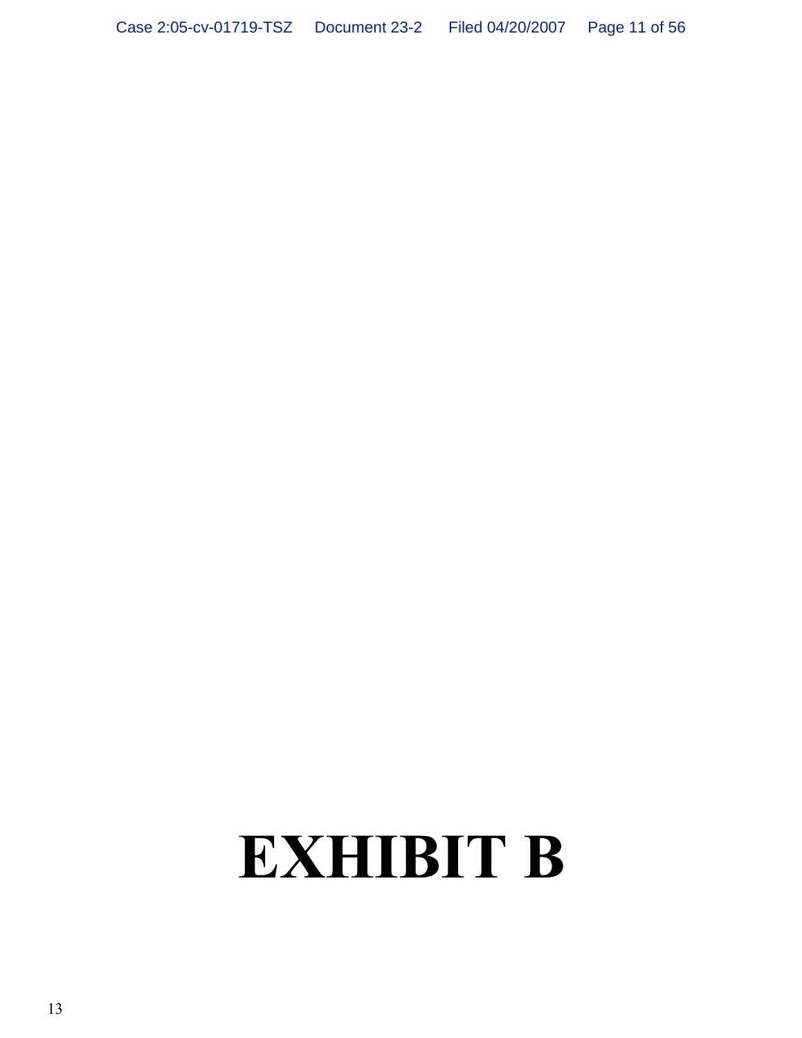# EXHIBIT B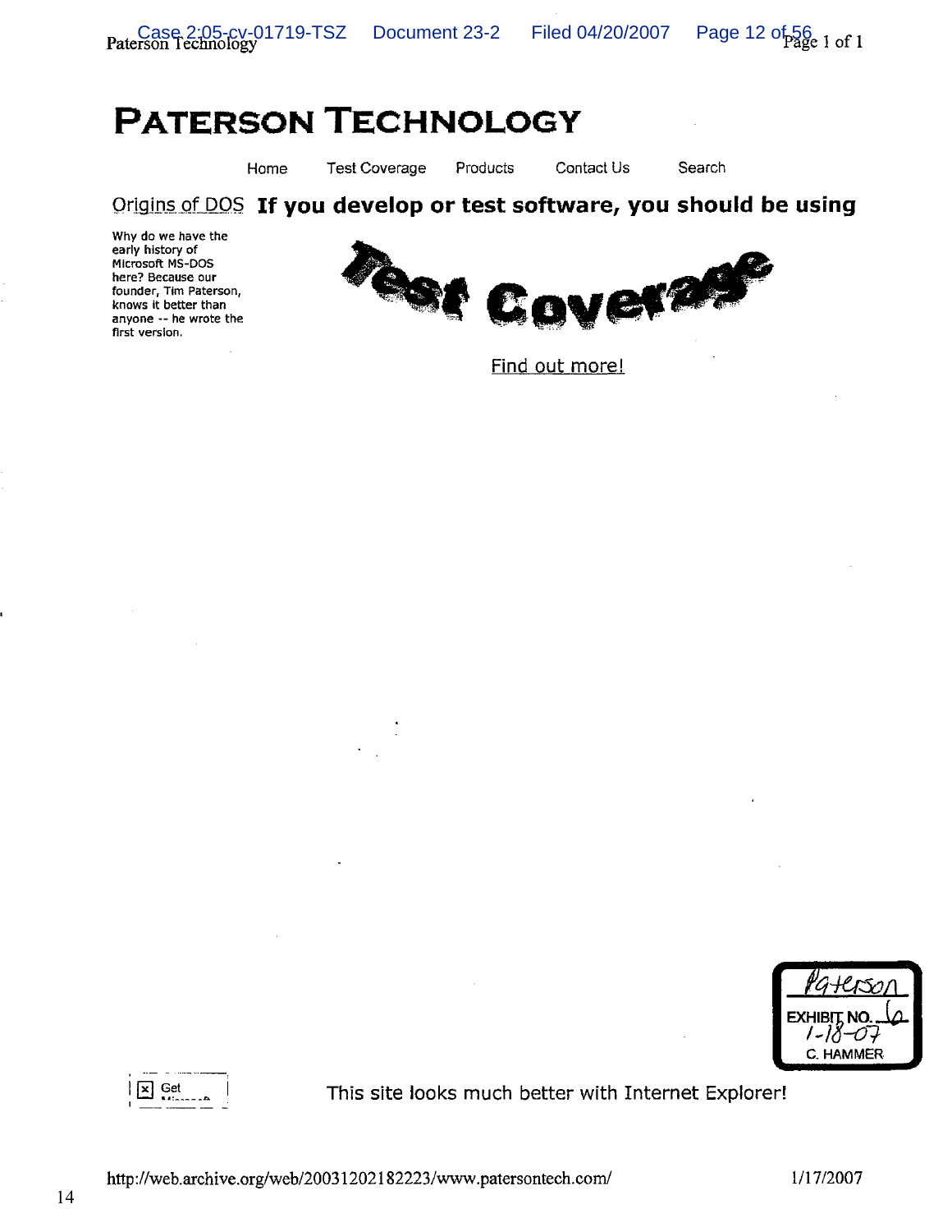# PATERSON TECHNOLOGY

Home Test Coverage Products Contact Us Search

Origins of DOS **If you develop or test software, you should be using**

Why do we have the early history of Microsoft MS-DOS here? Because our founder, Tim Paterson, knows it better than anyone -- he wrote the first version.

Test Coverage

Find out more!

Paterson
EXHIBIT NO. 6
1-18-07
C. HAMMER

Get Microsoft

This site looks much better with Internet Explorer!

http://web.archive.org/web/20031202182223/www.patersontech.com/ 1/17/2007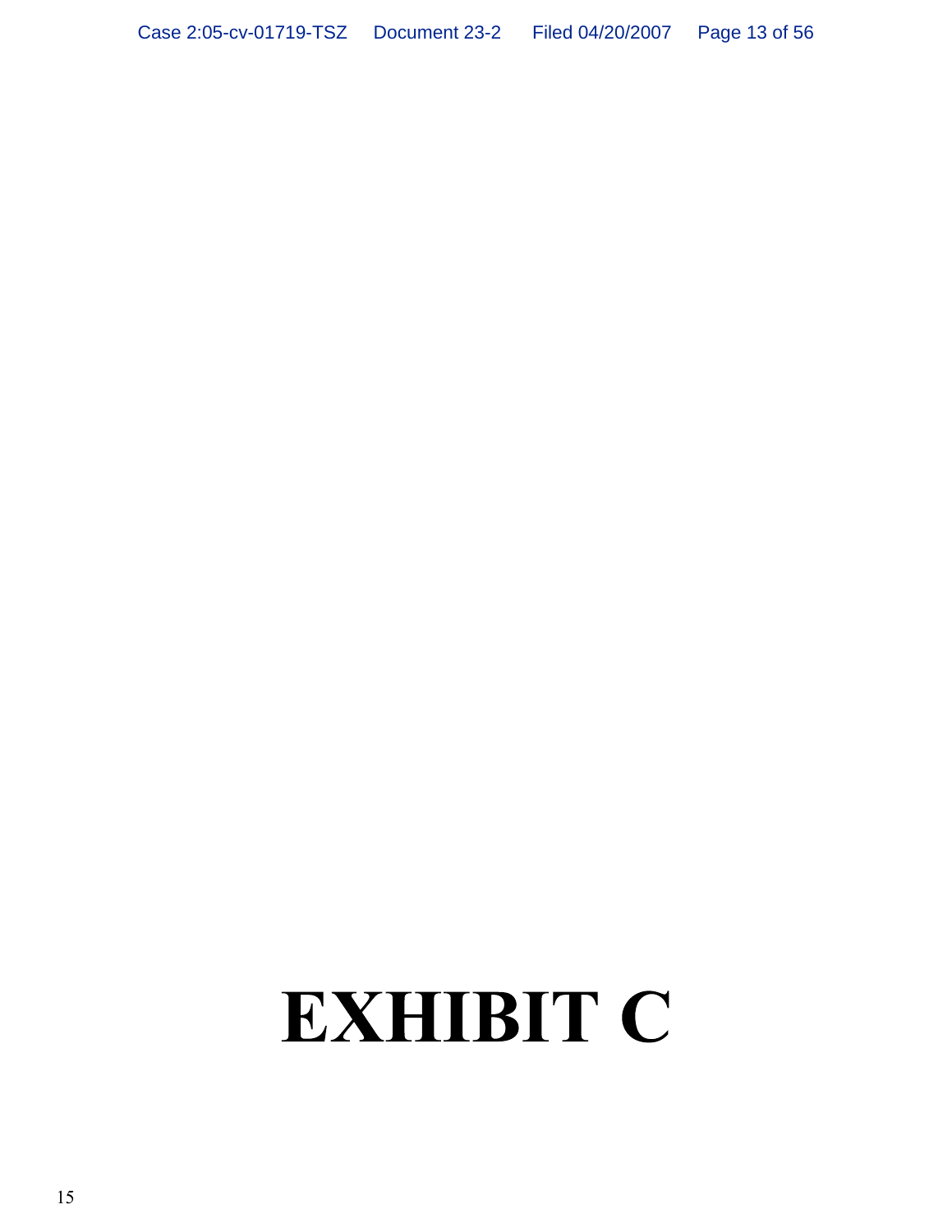# EXHIBIT C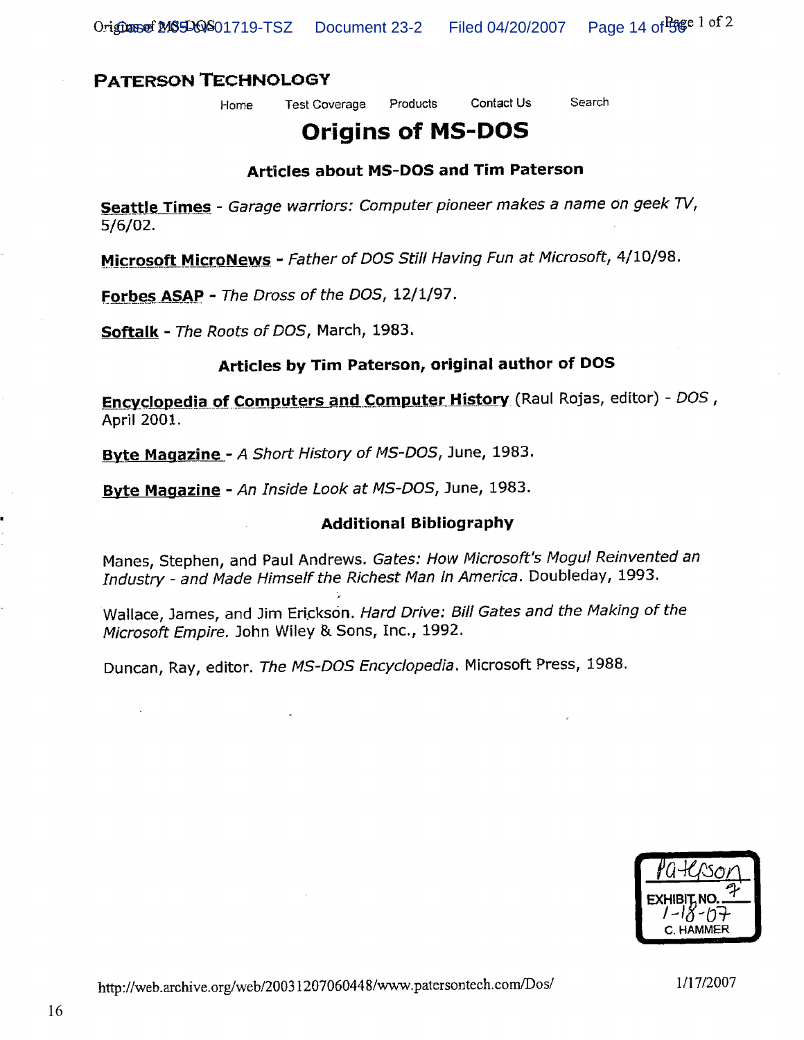**PATERSON TECHNOLOGY**

Home Test Coverage Products Contact Us Search

# Origins of MS-DOS

### Articles about MS-DOS and Tim Paterson

**Seattle Times** - *Garage warriors: Computer pioneer makes a name on geek TV*, 5/6/02.

**Microsoft MicroNews** - *Father of DOS Still Having Fun at Microsoft*, 4/10/98.

**Forbes ASAP** - *The Dross of the DOS*, 12/1/97.

**Softalk** - *The Roots of DOS*, March, 1983.

### Articles by Tim Paterson, original author of DOS

**Encyclopedia of Computers and Computer History** (Raul Rojas, editor) - *DOS* , April 2001.

**Byte Magazine** - *A Short History of MS-DOS*, June, 1983.

**Byte Magazine** - *An Inside Look at MS-DOS*, June, 1983.

### Additional Bibliography

Manes, Stephen, and Paul Andrews. *Gates: How Microsoft's Mogul Reinvented an Industry - and Made Himself the Richest Man in America*. Doubleday, 1993.

Wallace, James, and Jim Erickson. *Hard Drive: Bill Gates and the Making of the Microsoft Empire.* John Wiley & Sons, Inc., 1992.

Duncan, Ray, editor. *The MS-DOS Encyclopedia*. Microsoft Press, 1988.

Paterson
EXHIBIT NO. 7
1-18-07
C. HAMMER

http://web.archive.org/web/20031207060448/www.patersontech.com/Dos/ 1/17/2007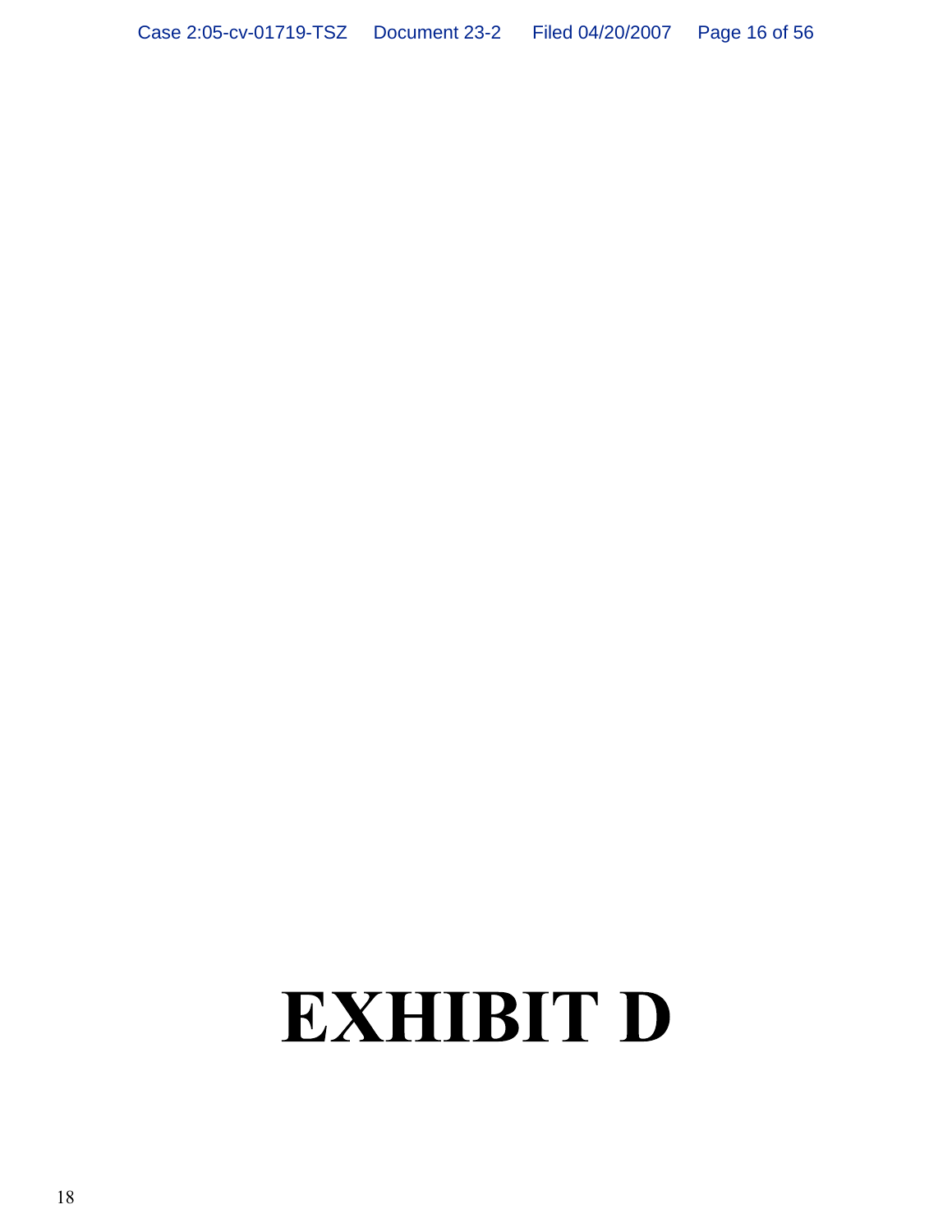# EXHIBIT D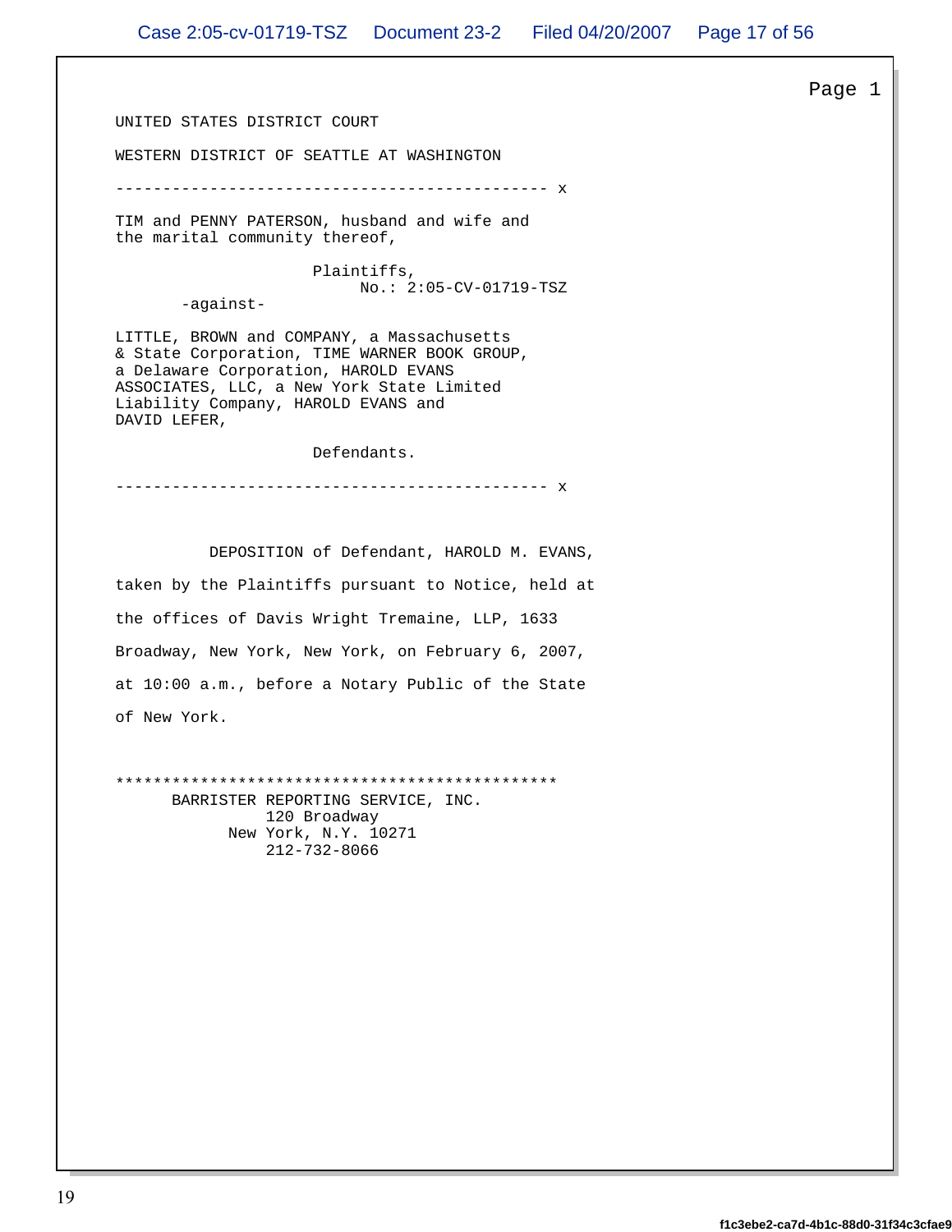UNITED STATES DISTRICT COURT

WESTERN DISTRICT OF SEATTLE AT WASHINGTON

------------------------------------------------ x

TIM and PENNY PATERSON, husband and wife and the marital community thereof,

Plaintiffs,

No.: 2:05-CV-01719-TSZ

-against-

LITTLE, BROWN and COMPANY, a Massachusetts & State Corporation, TIME WARNER BOOK GROUP, a Delaware Corporation, HAROLD EVANS ASSOCIATES, LLC, a New York State Limited Liability Company, HAROLD EVANS and DAVID LEFER,

Defendants.

------------------------------------------------ x

DEPOSITION of Defendant, HAROLD M. EVANS, taken by the Plaintiffs pursuant to Notice, held at the offices of Davis Wright Tremaine, LLP, 1633 Broadway, New York, New York, on February 6, 2007, at 10:00 a.m., before a Notary Public of the State of New York.

************************************************

BARRISTER REPORTING SERVICE, INC.
120 Broadway
New York, N.Y. 10271
212-732-8066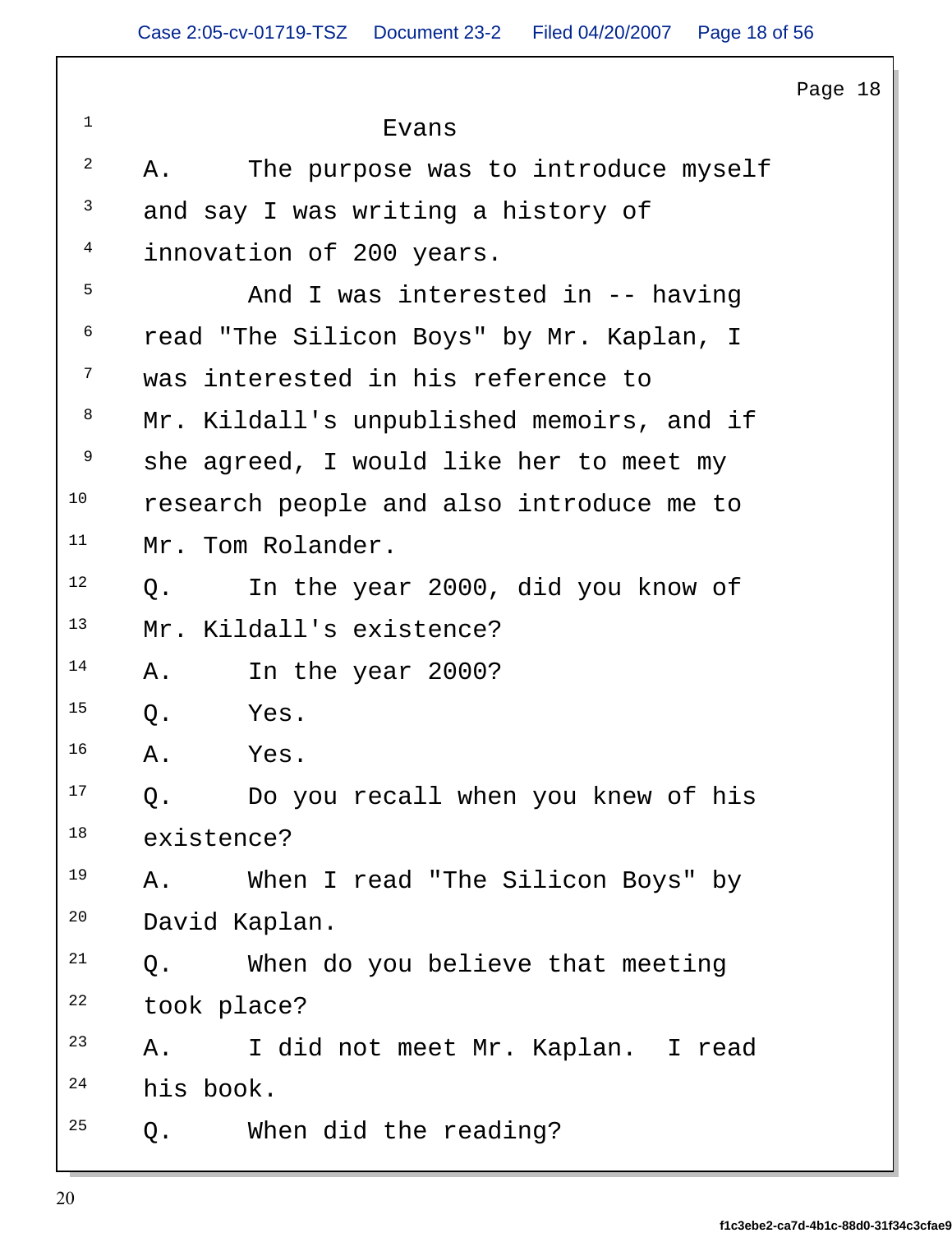Evans

A. The purpose was to introduce myself and say I was writing a history of innovation of 200 years.

And I was interested in -- having read "The Silicon Boys" by Mr. Kaplan, I was interested in his reference to Mr. Kildall's unpublished memoirs, and if she agreed, I would like her to meet my research people and also introduce me to Mr. Tom Rolander.

Q. In the year 2000, did you know of Mr. Kildall's existence?

A. In the year 2000?

Q. Yes.

A. Yes.

Q. Do you recall when you knew of his existence?

A. When I read "The Silicon Boys" by David Kaplan.

Q. When do you believe that meeting took place?

A. I did not meet Mr. Kaplan. I read his book.

Q. When did the reading?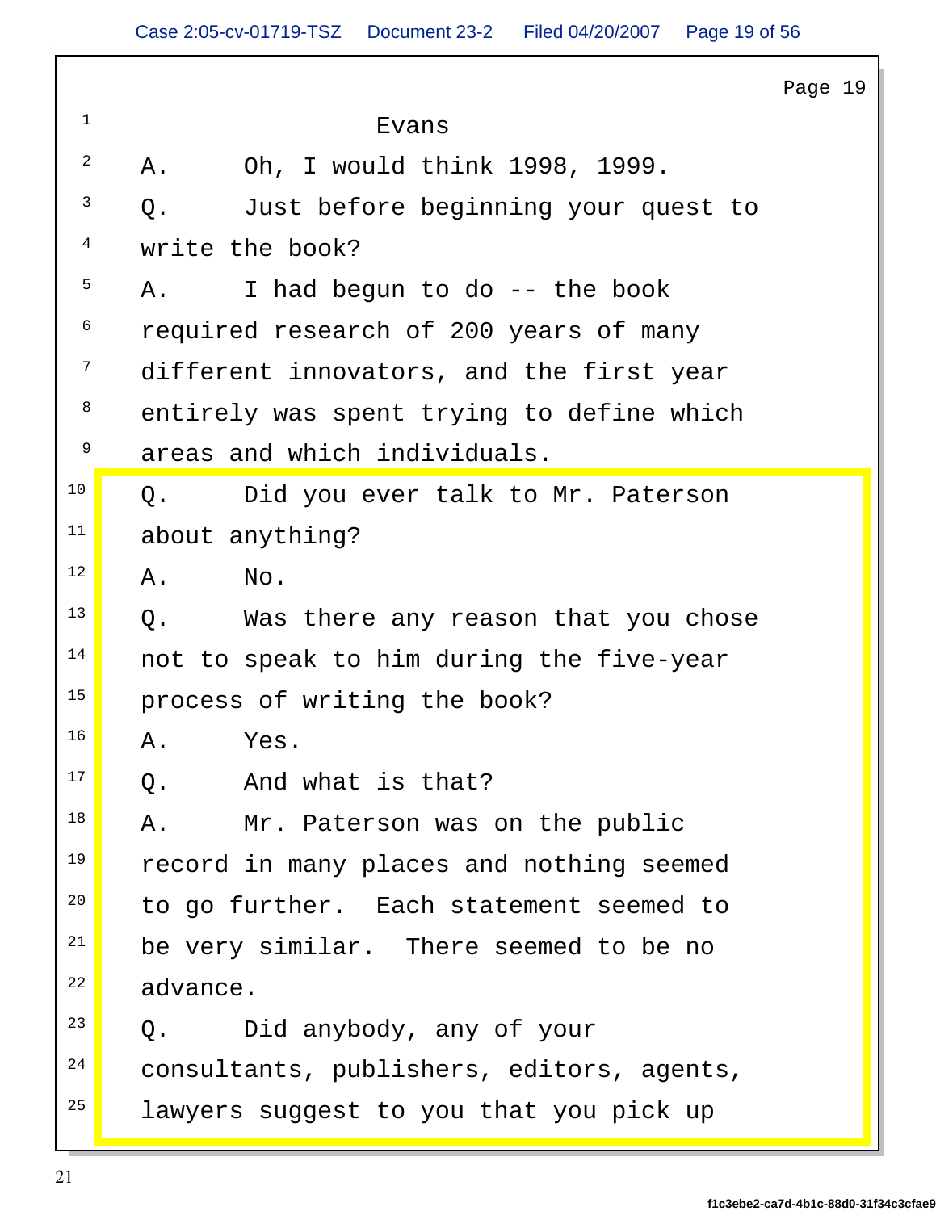Evans

A. Oh, I would think 1998, 1999.

Q. Just before beginning your quest to write the book?

A. I had begun to do -- the book required research of 200 years of many different innovators, and the first year entirely was spent trying to define which areas and which individuals.

Q. Did you ever talk to Mr. Paterson about anything?

A. No.

Q. Was there any reason that you chose not to speak to him during the five-year process of writing the book?

A. Yes.

Q. And what is that?

A. Mr. Paterson was on the public record in many places and nothing seemed to go further. Each statement seemed to be very similar. There seemed to be no advance.

Q. Did anybody, any of your consultants, publishers, editors, agents, lawyers suggest to you that you pick up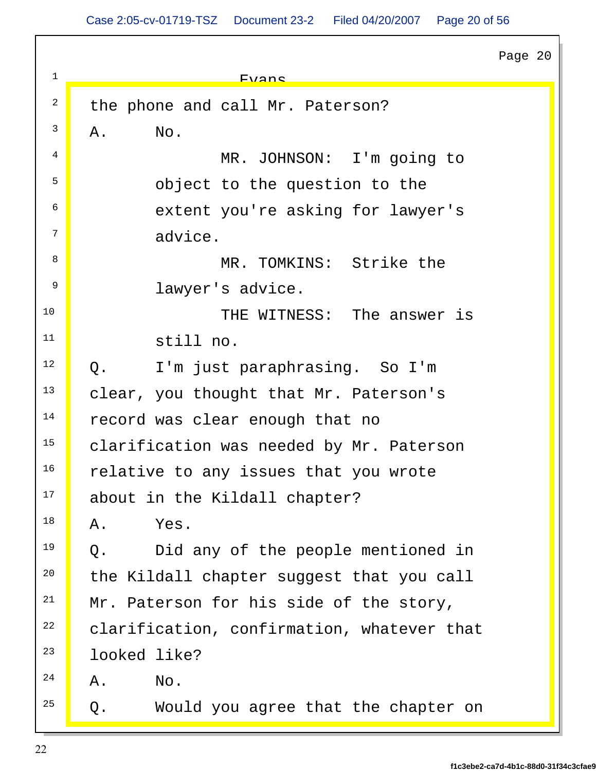Evans

the phone and call Mr. Paterson?

A. No.

MR. JOHNSON: I'm going to object to the question to the extent you're asking for lawyer's advice.

MR. TOMKINS: Strike the lawyer's advice.

THE WITNESS: The answer is still no.

Q. I'm just paraphrasing. So I'm clear, you thought that Mr. Paterson's record was clear enough that no clarification was needed by Mr. Paterson relative to any issues that you wrote about in the Kildall chapter?

A. Yes.

Q. Did any of the people mentioned in the Kildall chapter suggest that you call Mr. Paterson for his side of the story, clarification, confirmation, whatever that looked like?

A. No.

Q. Would you agree that the chapter on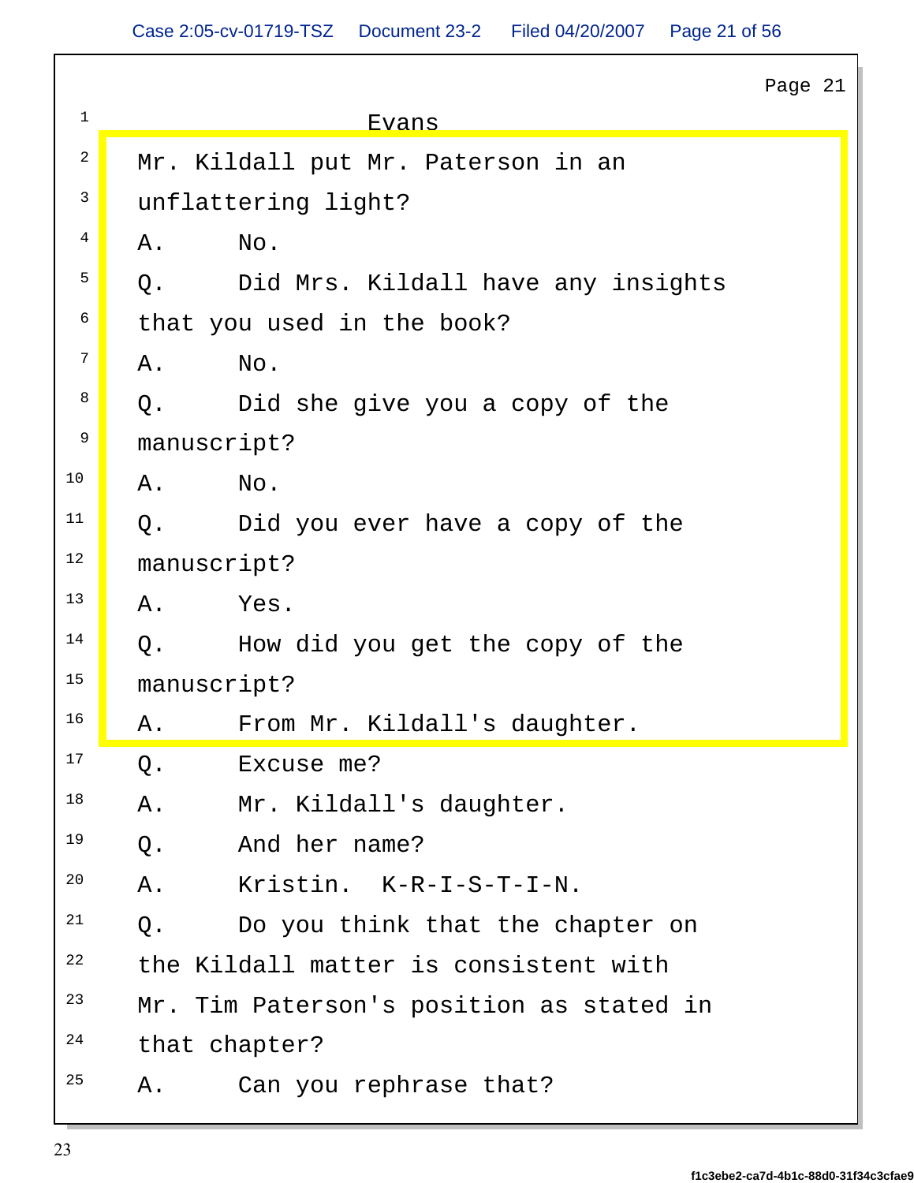Evans

2 Mr. Kildall put Mr. Paterson in an
3 unflattering light?
4 A. No.
5 Q. Did Mrs. Kildall have any insights
6 that you used in the book?
7 A. No.
8 Q. Did she give you a copy of the
9 manuscript?
10 A. No.
11 Q. Did you ever have a copy of the
12 manuscript?
13 A. Yes.
14 Q. How did you get the copy of the
15 manuscript?
16 A. From Mr. Kildall's daughter.
17 Q. Excuse me?
18 A. Mr. Kildall's daughter.
19 Q. And her name?
20 A. Kristin. K-R-I-S-T-I-N.
21 Q. Do you think that the chapter on
22 the Kildall matter is consistent with
23 Mr. Tim Paterson's position as stated in
24 that chapter?
25 A. Can you rephrase that?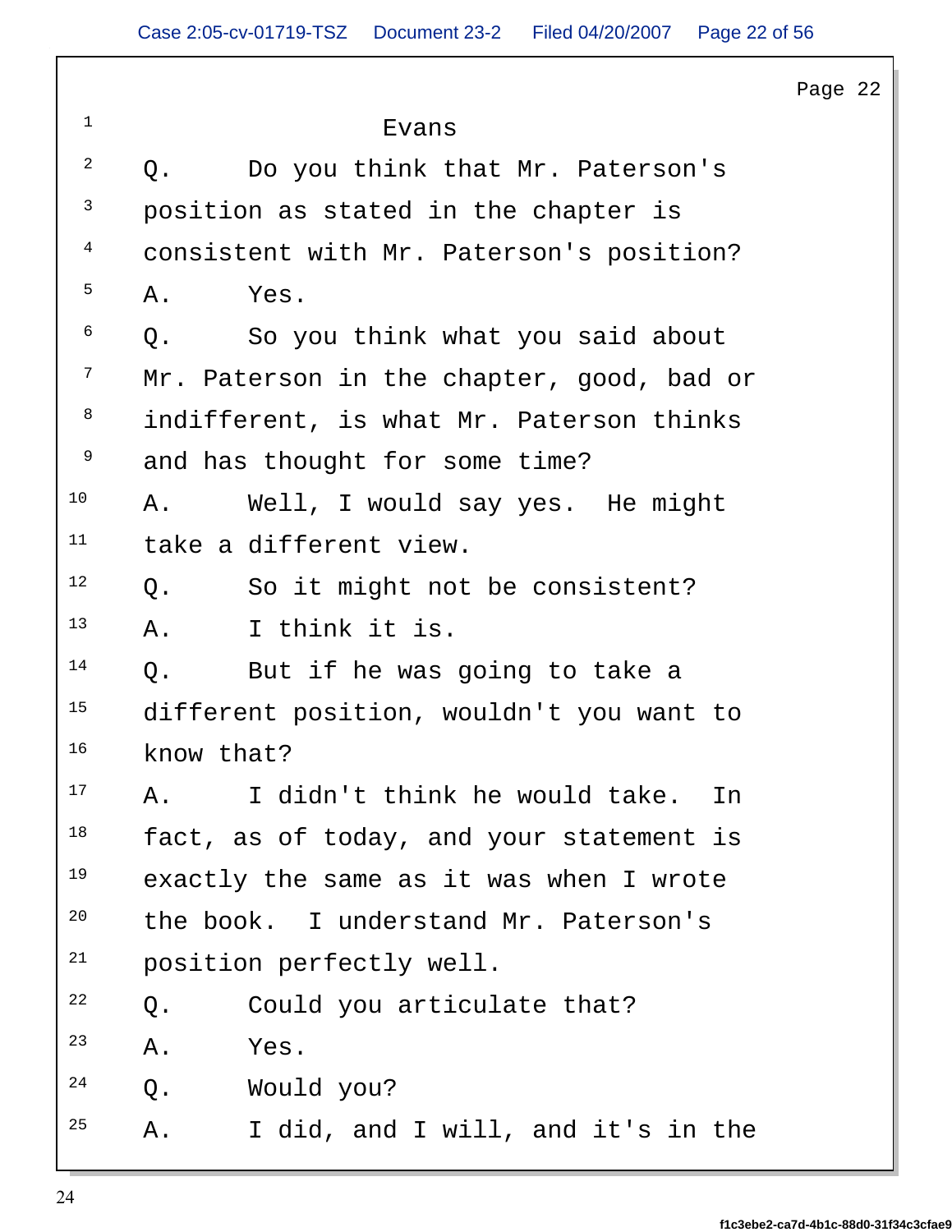Evans

Q. Do you think that Mr. Paterson's position as stated in the chapter is consistent with Mr. Paterson's position?

A. Yes.

Q. So you think what you said about Mr. Paterson in the chapter, good, bad or indifferent, is what Mr. Paterson thinks and has thought for some time?

A. Well, I would say yes. He might take a different view.

Q. So it might not be consistent?

A. I think it is.

Q. But if he was going to take a different position, wouldn't you want to know that?

A. I didn't think he would take. In fact, as of today, and your statement is exactly the same as it was when I wrote the book. I understand Mr. Paterson's position perfectly well.

Q. Could you articulate that?

A. Yes.

Q. Would you?

A. I did, and I will, and it's in the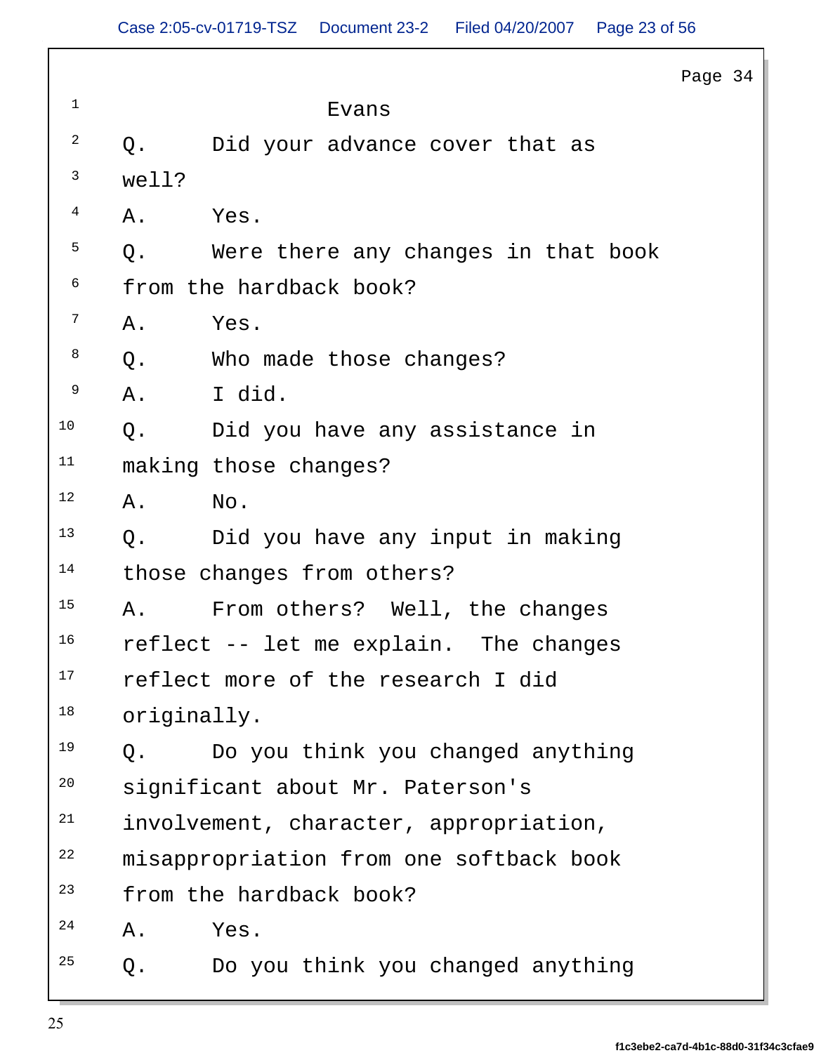Evans

Q. Did your advance cover that as well?

A. Yes.

Q. Were there any changes in that book from the hardback book?

A. Yes.

Q. Who made those changes?

A. I did.

Q. Did you have any assistance in making those changes?

A. No.

Q. Did you have any input in making those changes from others?

A. From others? Well, the changes reflect -- let me explain. The changes reflect more of the research I did originally.

Q. Do you think you changed anything significant about Mr. Paterson's involvement, character, appropriation, misappropriation from one softback book from the hardback book?

A. Yes.

Q. Do you think you changed anything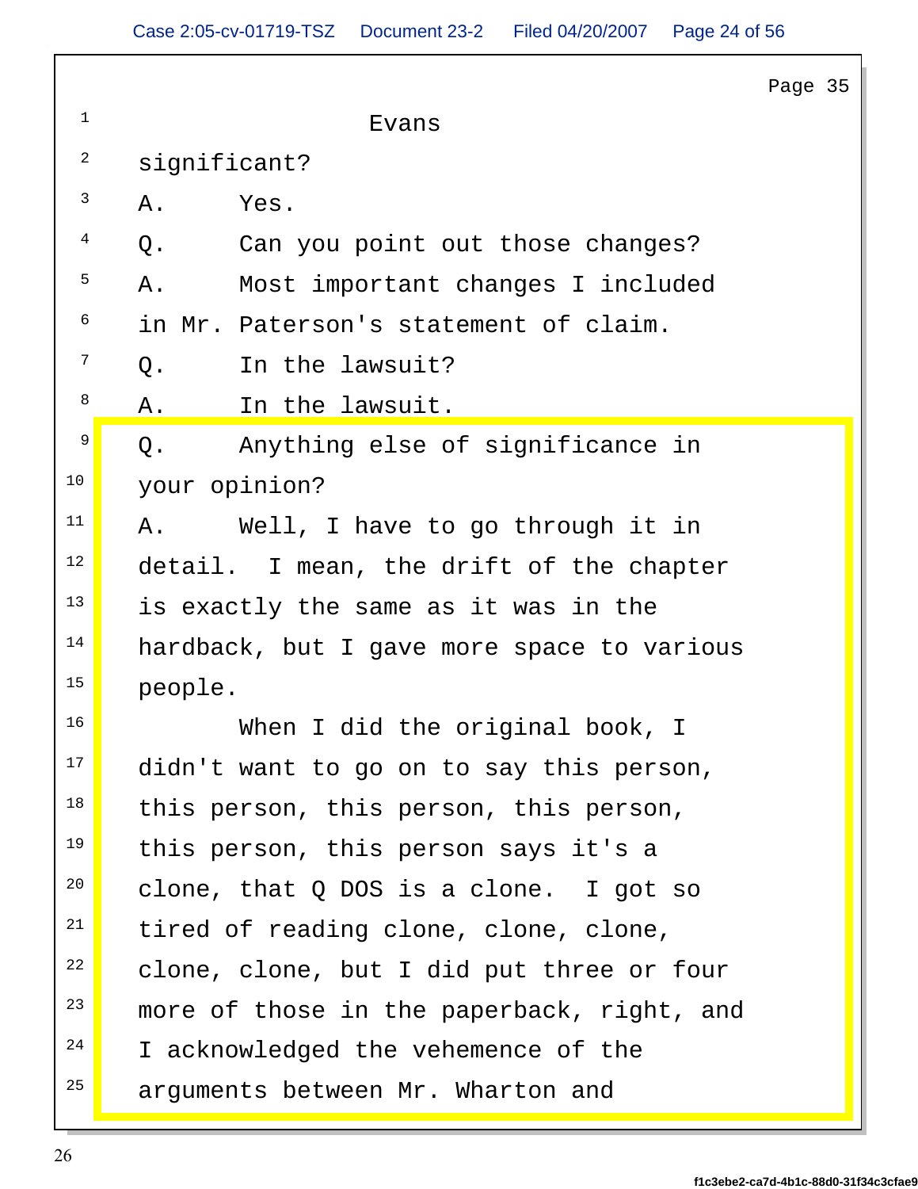Evans

significant?

A. Yes.

Q. Can you point out those changes?

A. Most important changes I included in Mr. Paterson's statement of claim.

Q. In the lawsuit?

A. In the lawsuit.

Q. Anything else of significance in your opinion?

A. Well, I have to go through it in detail. I mean, the drift of the chapter is exactly the same as it was in the hardback, but I gave more space to various people.

When I did the original book, I didn't want to go on to say this person, this person, this person, this person, this person, this person says it's a clone, that Q DOS is a clone. I got so tired of reading clone, clone, clone, clone, clone, but I did put three or four more of those in the paperback, right, and I acknowledged the vehemence of the arguments between Mr. Wharton and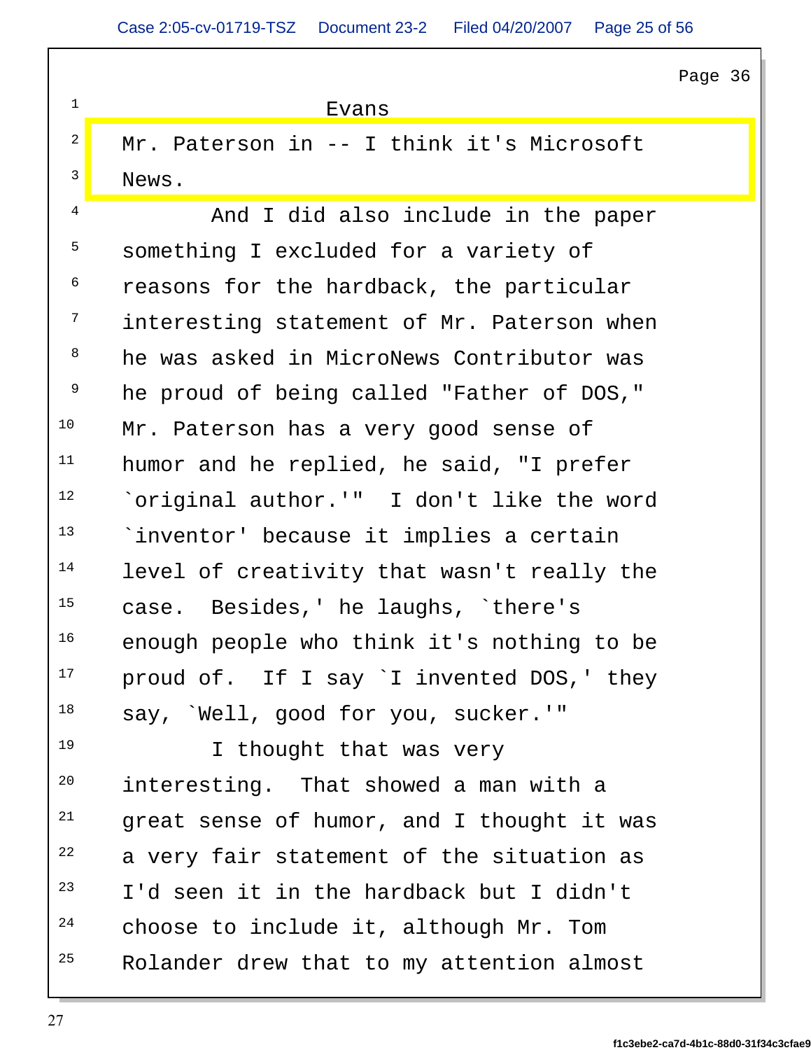Evans

Mr. Paterson in -- I think it's Microsoft News.

And I did also include in the paper something I excluded for a variety of reasons for the hardback, the particular interesting statement of Mr. Paterson when he was asked in MicroNews Contributor was he proud of being called "Father of DOS," Mr. Paterson has a very good sense of humor and he replied, he said, "I prefer `original author.'" I don't like the word `inventor' because it implies a certain level of creativity that wasn't really the case. Besides,' he laughs, `there's enough people who think it's nothing to be proud of. If I say `I invented DOS,' they say, `Well, good for you, sucker.'"

I thought that was very interesting. That showed a man with a great sense of humor, and I thought it was a very fair statement of the situation as I'd seen it in the hardback but I didn't choose to include it, although Mr. Tom Rolander drew that to my attention almost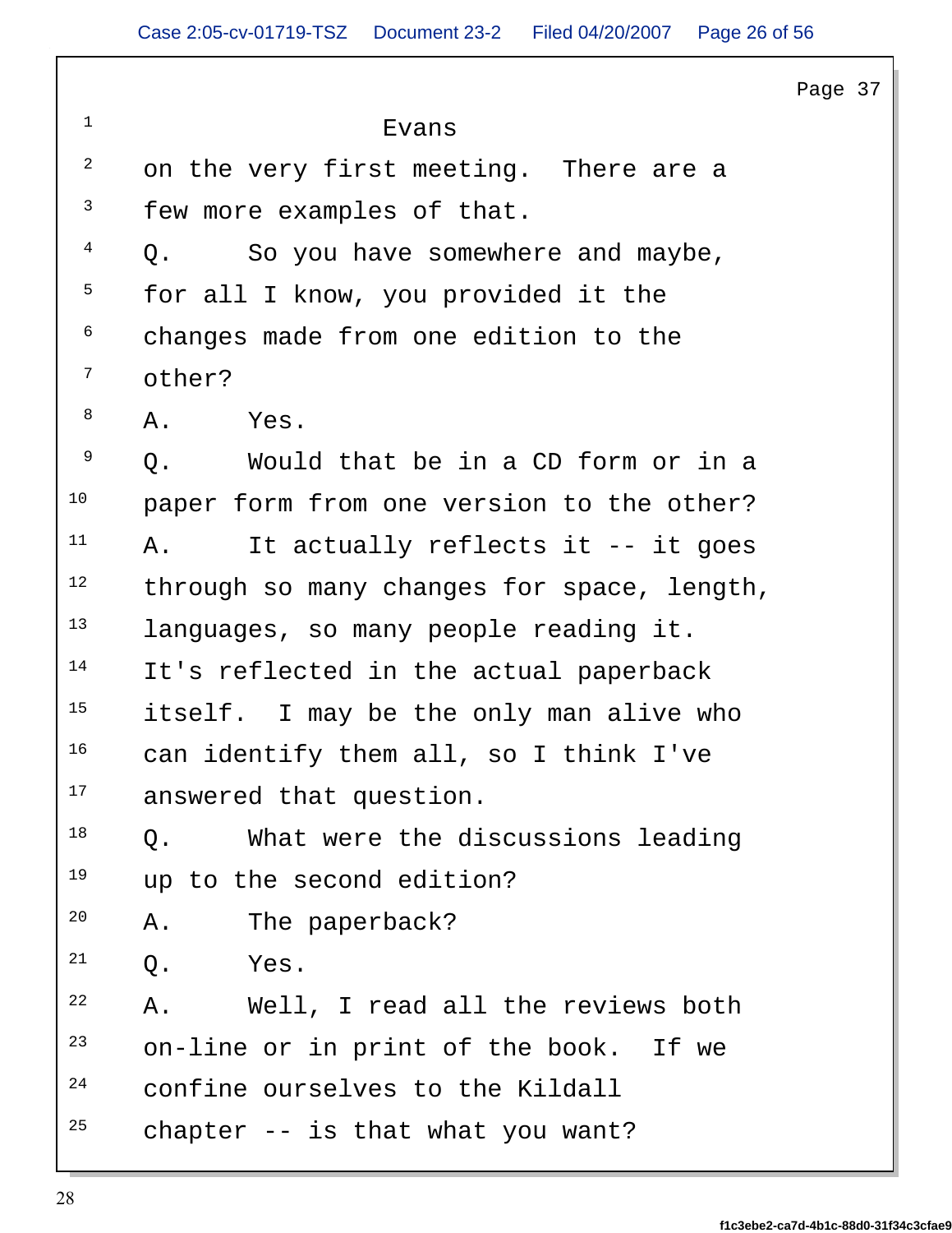Evans

on the very first meeting. There are a few more examples of that.

Q. So you have somewhere and maybe, for all I know, you provided it the changes made from one edition to the other?

A. Yes.

Q. Would that be in a CD form or in a paper form from one version to the other?

A. It actually reflects it -- it goes through so many changes for space, length, languages, so many people reading it. It's reflected in the actual paperback itself. I may be the only man alive who can identify them all, so I think I've answered that question.

Q. What were the discussions leading up to the second edition?

A. The paperback?

Q. Yes.

A. Well, I read all the reviews both on-line or in print of the book. If we confine ourselves to the Kildall chapter -- is that what you want?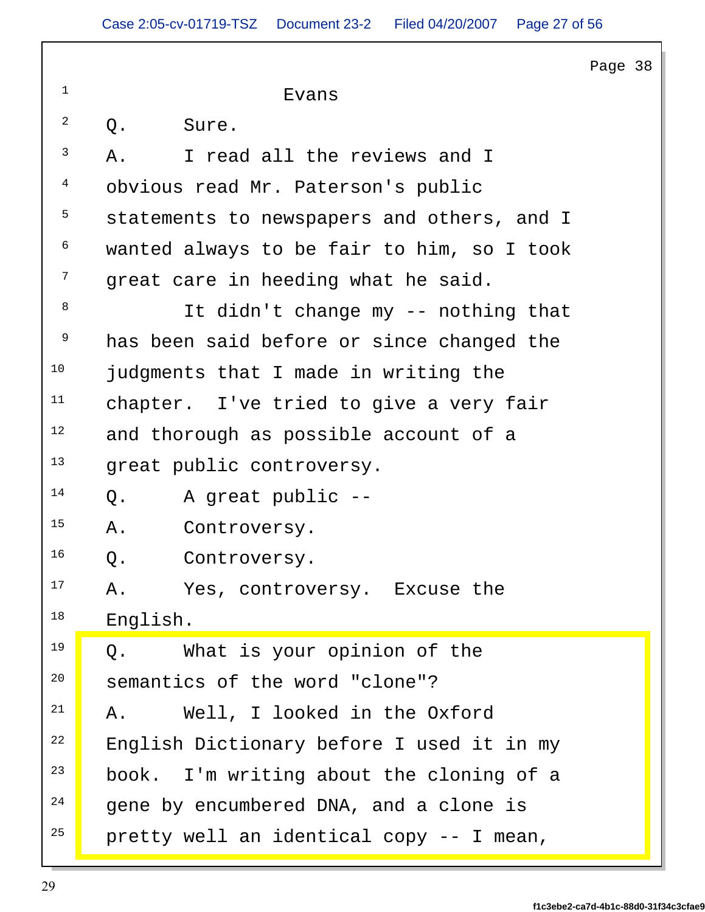Evans

Q. Sure.

A. I read all the reviews and I obvious read Mr. Paterson's public statements to newspapers and others, and I wanted always to be fair to him, so I took great care in heeding what he said.

It didn't change my -- nothing that has been said before or since changed the judgments that I made in writing the chapter. I've tried to give a very fair and thorough as possible account of a great public controversy.

Q. A great public --

A. Controversy.

Q. Controversy.

A. Yes, controversy. Excuse the English.

Q. What is your opinion of the semantics of the word "clone"?

A. Well, I looked in the Oxford English Dictionary before I used it in my book. I'm writing about the cloning of a gene by encumbered DNA, and a clone is pretty well an identical copy -- I mean,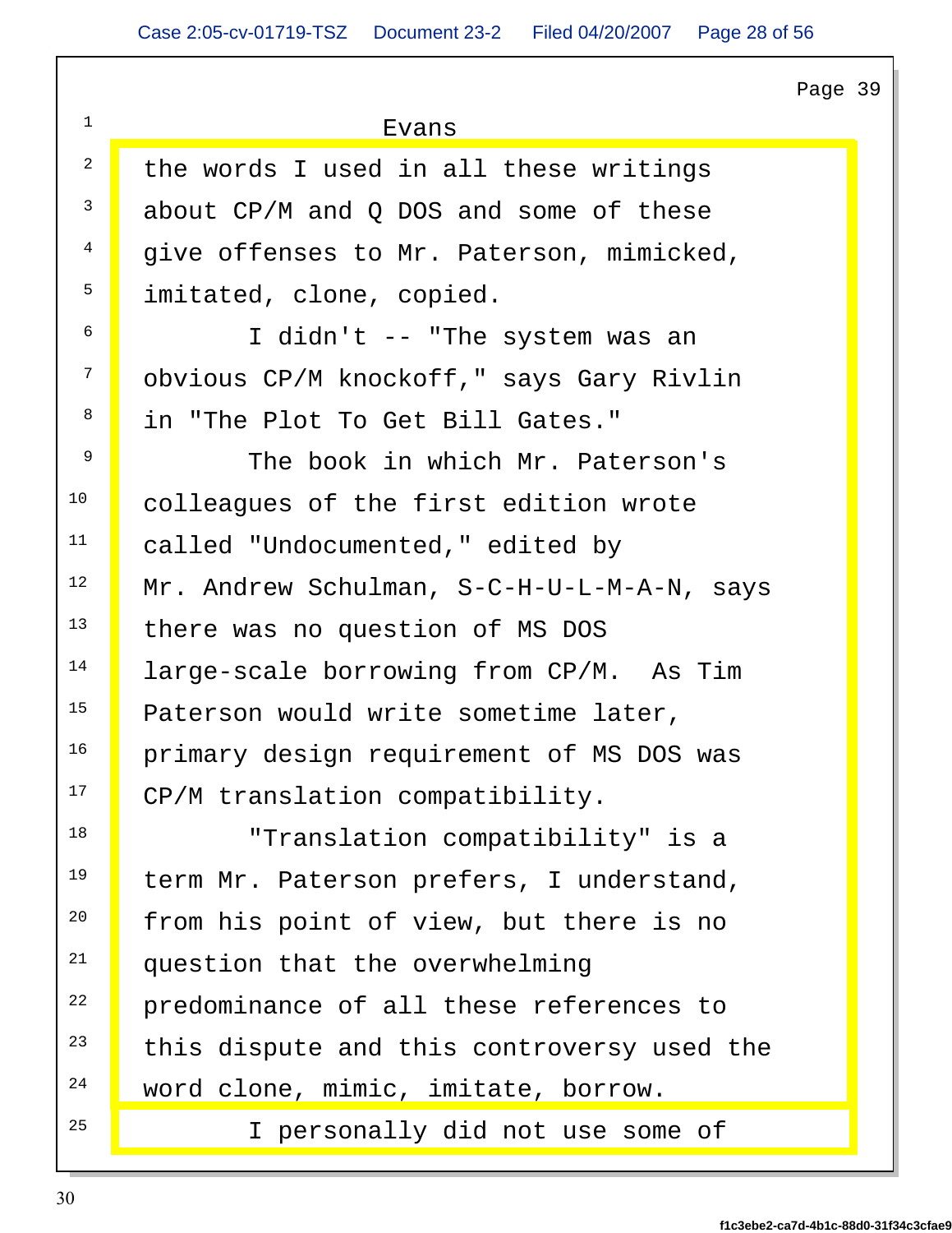Evans

the words I used in all these writings about CP/M and Q DOS and some of these give offenses to Mr. Paterson, mimicked, imitated, clone, copied.

I didn't -- "The system was an obvious CP/M knockoff," says Gary Rivlin in "The Plot To Get Bill Gates."

The book in which Mr. Paterson's colleagues of the first edition wrote called "Undocumented," edited by Mr. Andrew Schulman, S-C-H-U-L-M-A-N, says there was no question of MS DOS large-scale borrowing from CP/M. As Tim Paterson would write sometime later, primary design requirement of MS DOS was CP/M translation compatibility.

"Translation compatibility" is a term Mr. Paterson prefers, I understand, from his point of view, but there is no question that the overwhelming predominance of all these references to this dispute and this controversy used the word clone, mimic, imitate, borrow.

I personally did not use some of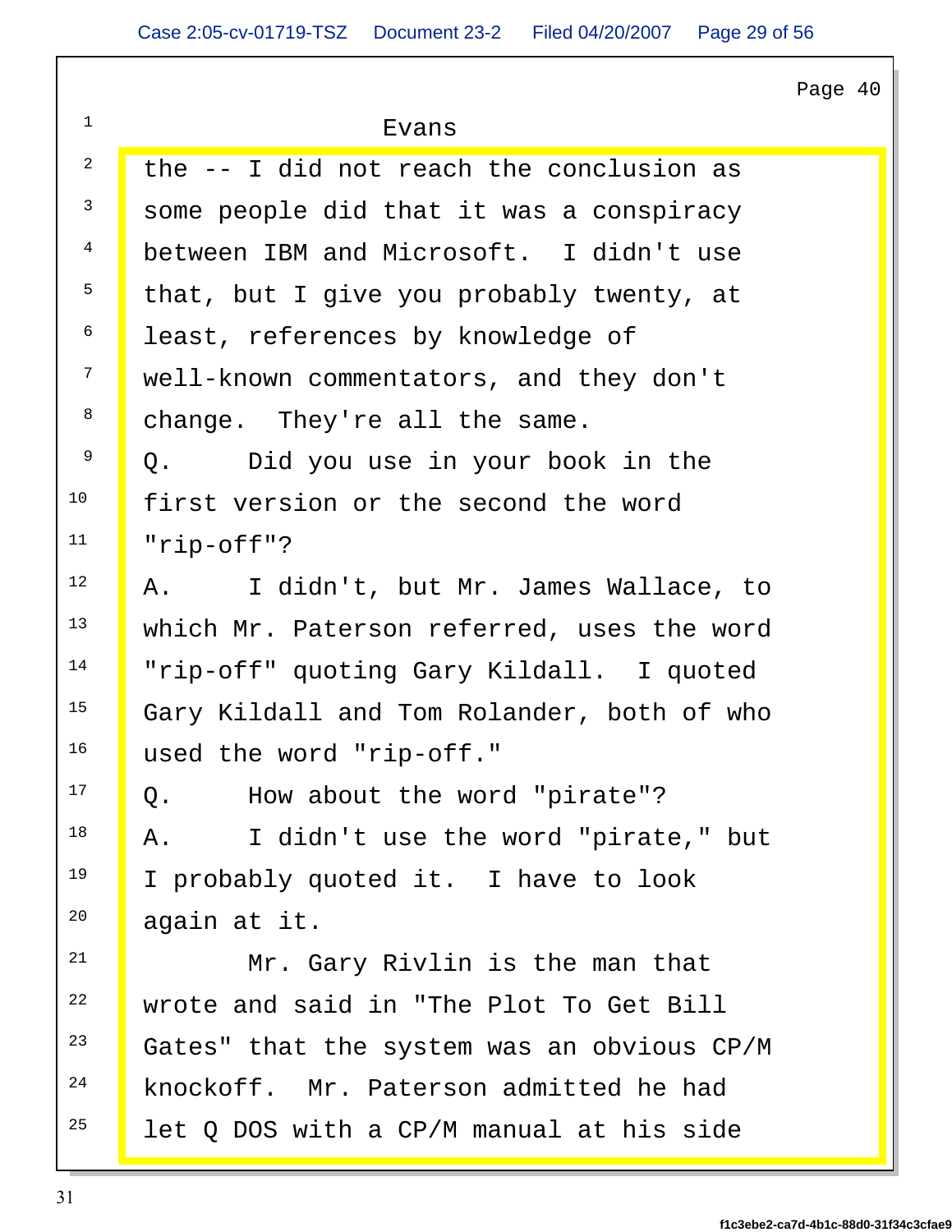Evans

the -- I did not reach the conclusion as some people did that it was a conspiracy between IBM and Microsoft. I didn't use that, but I give you probably twenty, at least, references by knowledge of well-known commentators, and they don't change. They're all the same.

Q. Did you use in your book in the first version or the second the word "rip-off"?

A. I didn't, but Mr. James Wallace, to which Mr. Paterson referred, uses the word "rip-off" quoting Gary Kildall. I quoted Gary Kildall and Tom Rolander, both of who used the word "rip-off."

Q. How about the word "pirate"?

A. I didn't use the word "pirate," but I probably quoted it. I have to look again at it.

Mr. Gary Rivlin is the man that wrote and said in "The Plot To Get Bill Gates" that the system was an obvious CP/M knockoff. Mr. Paterson admitted he had let Q DOS with a CP/M manual at his side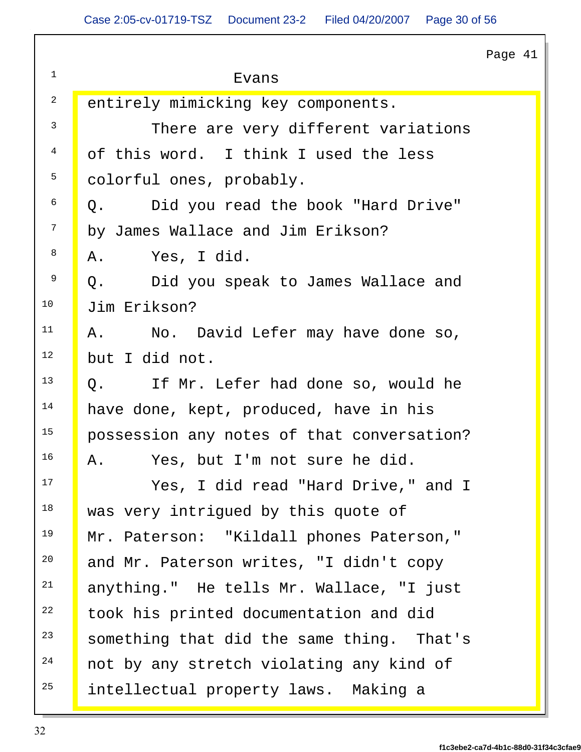Evans

entirely mimicking key components.

There are very different variations of this word. I think I used the less colorful ones, probably.

Q. Did you read the book "Hard Drive" by James Wallace and Jim Erikson?

A. Yes, I did.

Q. Did you speak to James Wallace and Jim Erikson?

A. No. David Lefer may have done so, but I did not.

Q. If Mr. Lefer had done so, would he have done, kept, produced, have in his possession any notes of that conversation?

A. Yes, but I'm not sure he did.

Yes, I did read "Hard Drive," and I was very intrigued by this quote of Mr. Paterson: "Kildall phones Paterson," and Mr. Paterson writes, "I didn't copy anything." He tells Mr. Wallace, "I just took his printed documentation and did something that did the same thing. That's not by any stretch violating any kind of intellectual property laws. Making a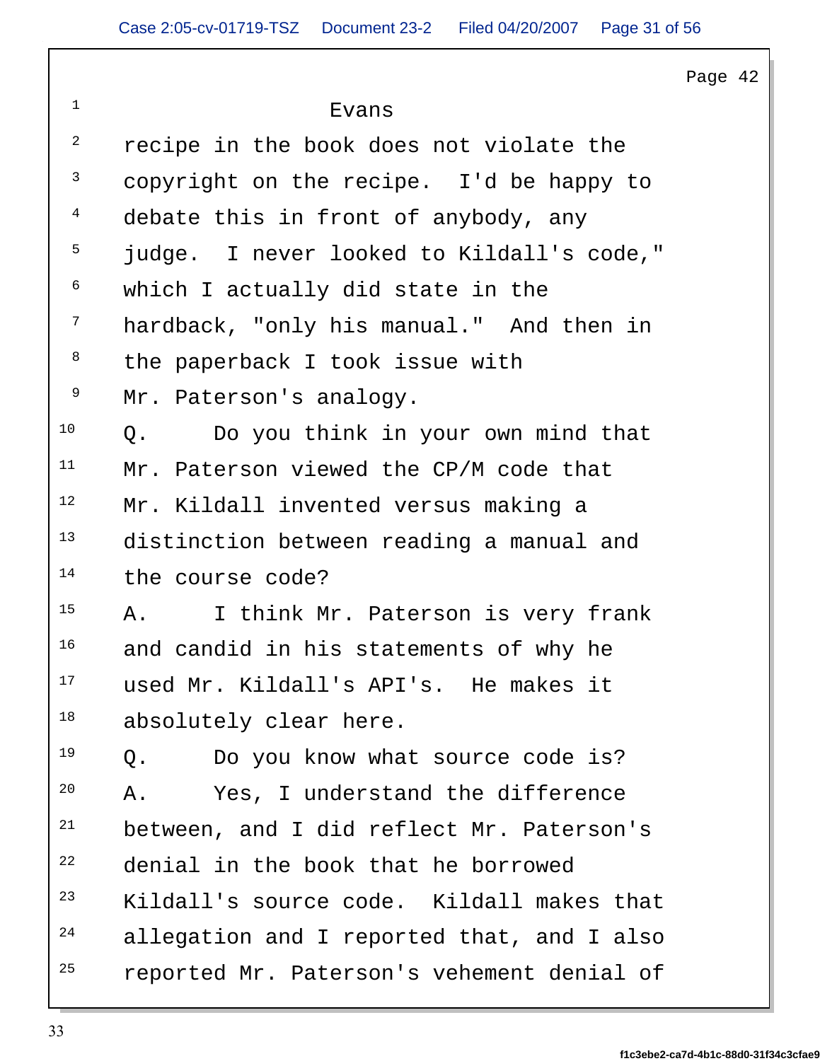Evans

recipe in the book does not violate the copyright on the recipe. I'd be happy to debate this in front of anybody, any judge. I never looked to Kildall's code," which I actually did state in the hardback, "only his manual." And then in the paperback I took issue with Mr. Paterson's analogy.

Q. Do you think in your own mind that Mr. Paterson viewed the CP/M code that Mr. Kildall invented versus making a distinction between reading a manual and the course code?

A. I think Mr. Paterson is very frank and candid in his statements of why he used Mr. Kildall's API's. He makes it absolutely clear here.

Q. Do you know what source code is?

A. Yes, I understand the difference between, and I did reflect Mr. Paterson's denial in the book that he borrowed Kildall's source code. Kildall makes that allegation and I reported that, and I also reported Mr. Paterson's vehement denial of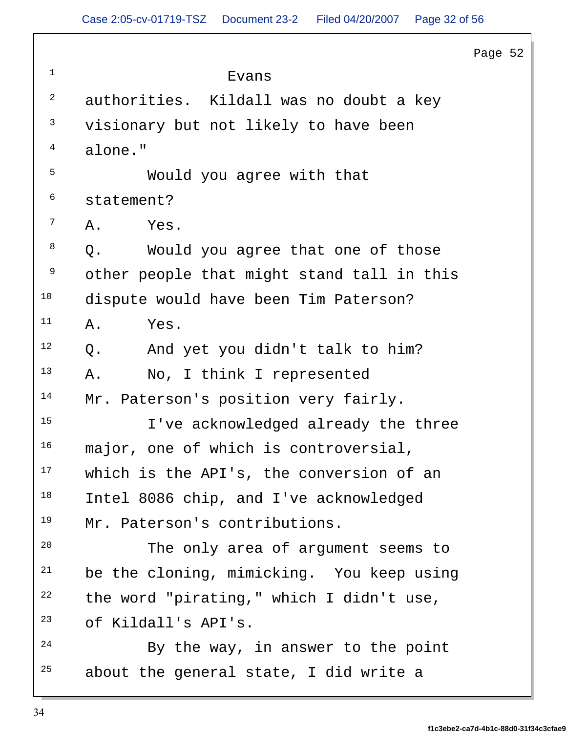Evans

authorities. Kildall was no doubt a key visionary but not likely to have been alone."

Would you agree with that statement?

A. Yes.

Q. Would you agree that one of those other people that might stand tall in this dispute would have been Tim Paterson?

A. Yes.

Q. And yet you didn't talk to him?

A. No, I think I represented Mr. Paterson's position very fairly.

I've acknowledged already the three major, one of which is controversial, which is the API's, the conversion of an Intel 8086 chip, and I've acknowledged Mr. Paterson's contributions.

The only area of argument seems to be the cloning, mimicking. You keep using the word "pirating," which I didn't use, of Kildall's API's.

By the way, in answer to the point about the general state, I did write a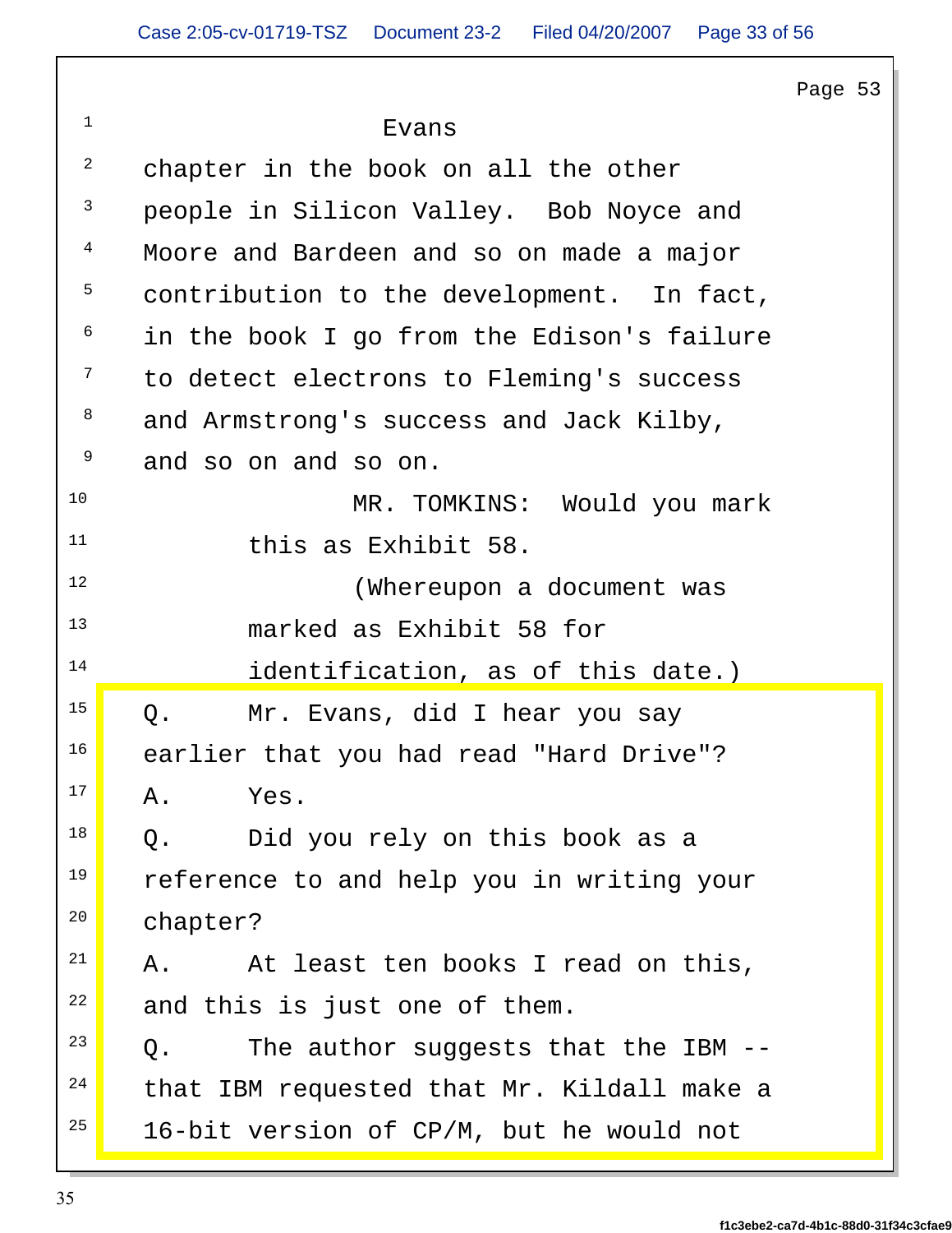Evans

chapter in the book on all the other people in Silicon Valley. Bob Noyce and Moore and Bardeen and so on made a major contribution to the development. In fact, in the book I go from the Edison's failure to detect electrons to Fleming's success and Armstrong's success and Jack Kilby, and so on and so on.

MR. TOMKINS: Would you mark this as Exhibit 58.

(Whereupon a document was marked as Exhibit 58 for identification, as of this date.)

Q. Mr. Evans, did I hear you say earlier that you had read "Hard Drive"?

A. Yes.

Q. Did you rely on this book as a reference to and help you in writing your chapter?

A. At least ten books I read on this, and this is just one of them.

Q. The author suggests that the IBM -- that IBM requested that Mr. Kildall make a 16-bit version of CP/M, but he would not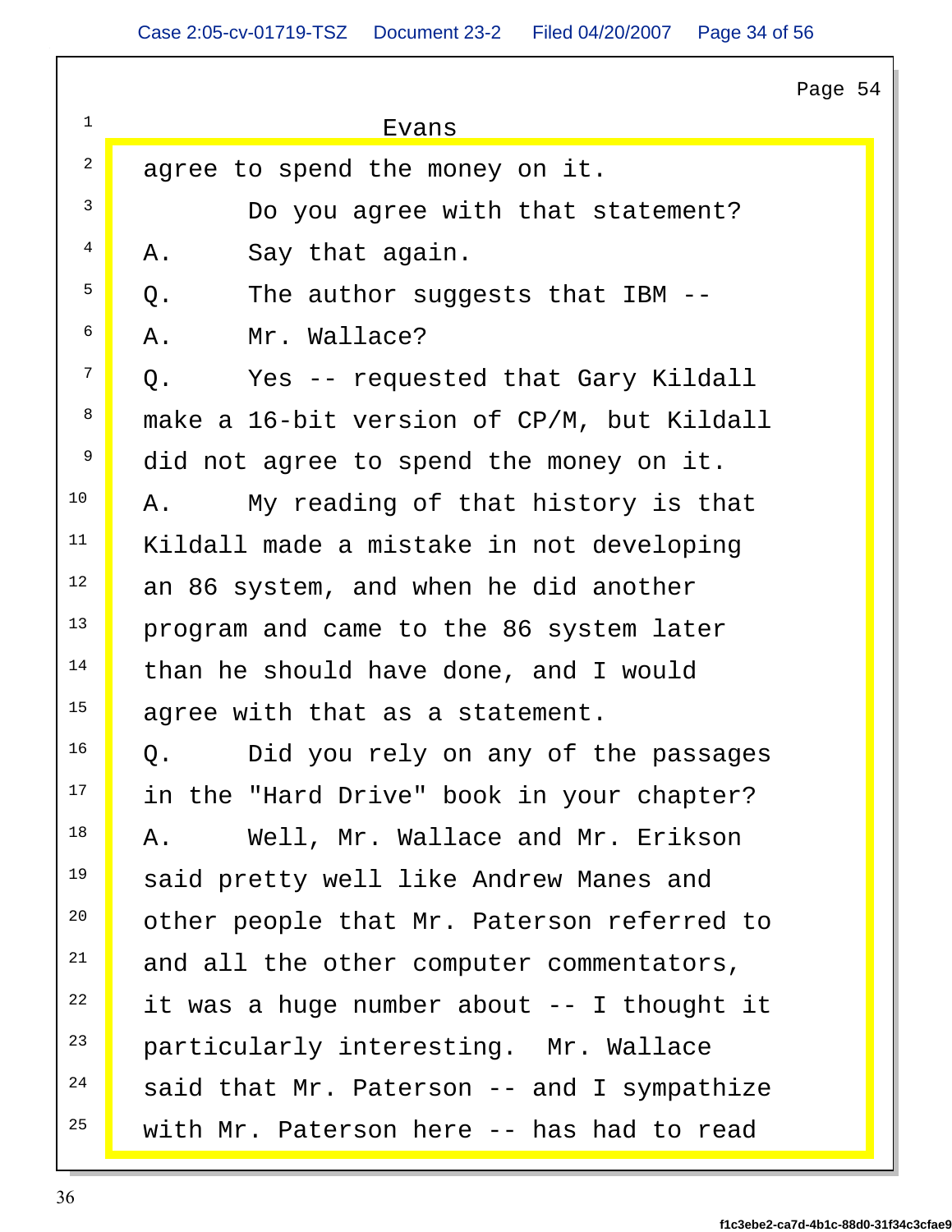Evans

agree to spend the money on it.

Do you agree with that statement?

A. Say that again.

Q. The author suggests that IBM --

A. Mr. Wallace?

Q. Yes -- requested that Gary Kildall make a 16-bit version of CP/M, but Kildall did not agree to spend the money on it.

A. My reading of that history is that Kildall made a mistake in not developing an 86 system, and when he did another program and came to the 86 system later than he should have done, and I would agree with that as a statement.

Q. Did you rely on any of the passages in the "Hard Drive" book in your chapter?

A. Well, Mr. Wallace and Mr. Erikson said pretty well like Andrew Manes and other people that Mr. Paterson referred to and all the other computer commentators, it was a huge number about -- I thought it particularly interesting. Mr. Wallace said that Mr. Paterson -- and I sympathize with Mr. Paterson here -- has had to read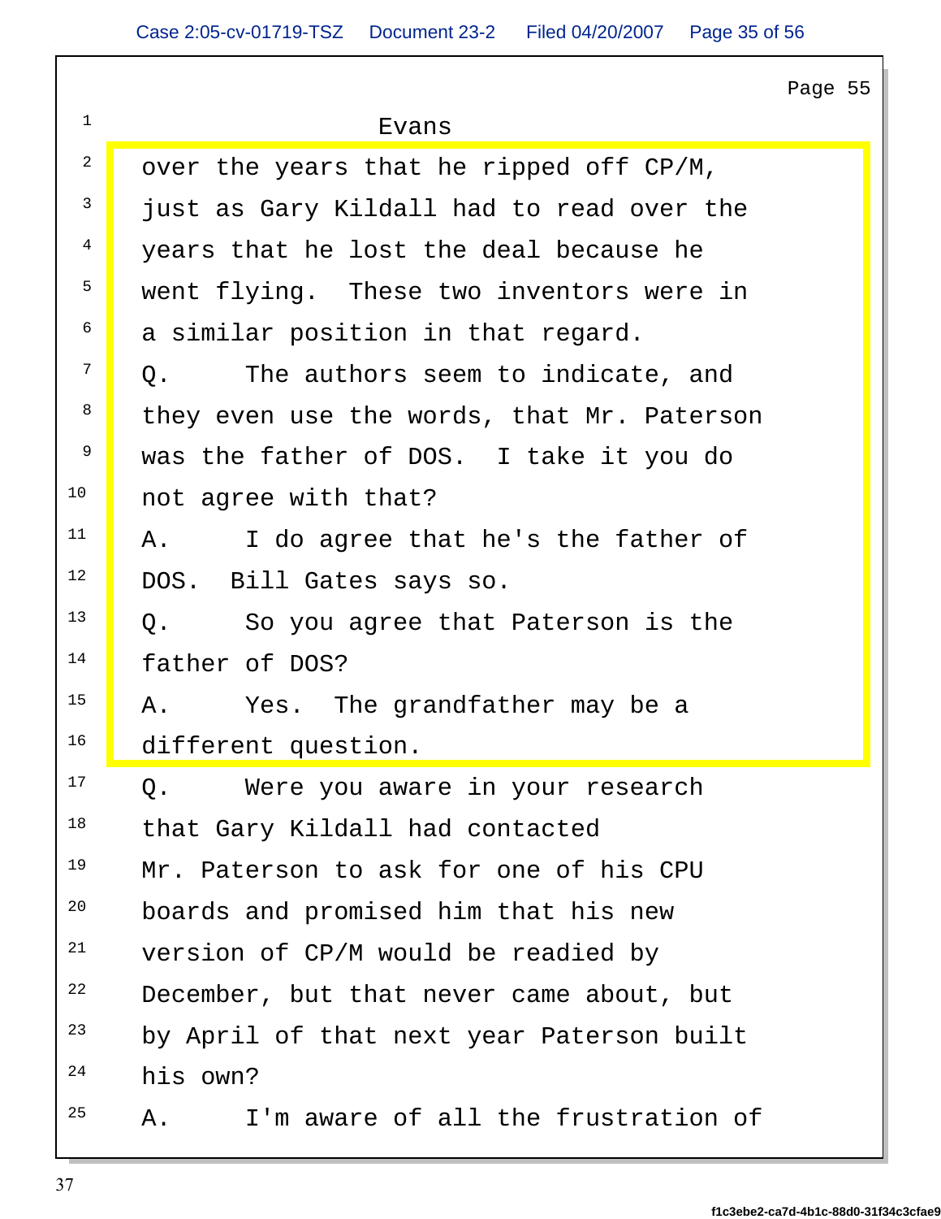Evans

over the years that he ripped off CP/M, just as Gary Kildall had to read over the years that he lost the deal because he went flying. These two inventors were in a similar position in that regard.

Q. The authors seem to indicate, and they even use the words, that Mr. Paterson was the father of DOS. I take it you do not agree with that?

A. I do agree that he's the father of DOS. Bill Gates says so.

Q. So you agree that Paterson is the father of DOS?

A. Yes. The grandfather may be a different question.

Q. Were you aware in your research that Gary Kildall had contacted Mr. Paterson to ask for one of his CPU boards and promised him that his new version of CP/M would be readied by December, but that never came about, but by April of that next year Paterson built his own?

A. I'm aware of all the frustration of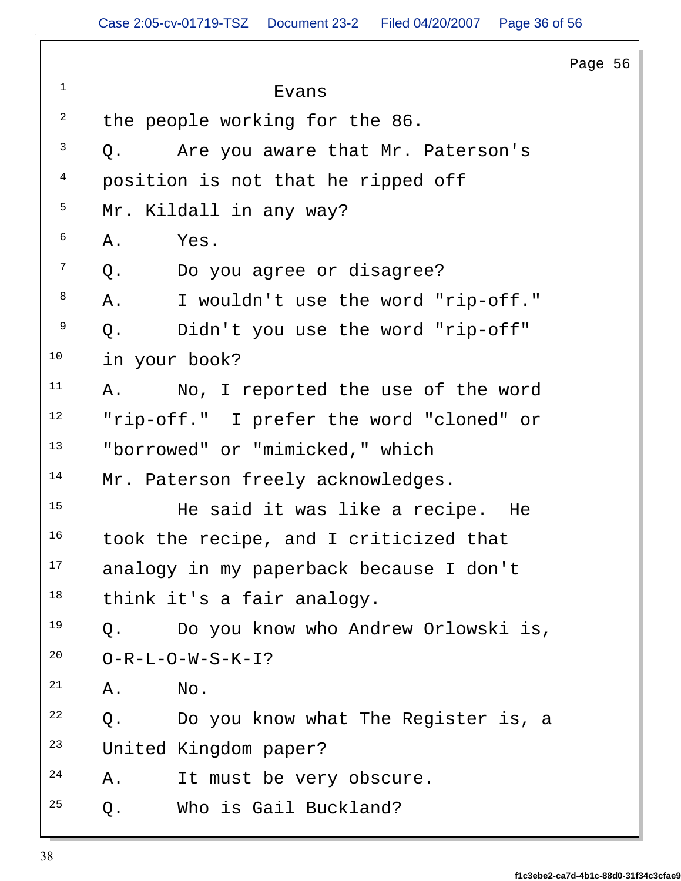Evans

the people working for the 86.

Q. Are you aware that Mr. Paterson's position is not that he ripped off Mr. Kildall in any way?

A. Yes.

Q. Do you agree or disagree?

A. I wouldn't use the word "rip-off."

Q. Didn't you use the word "rip-off" in your book?

A. No, I reported the use of the word "rip-off." I prefer the word "cloned" or "borrowed" or "mimicked," which Mr. Paterson freely acknowledges.

He said it was like a recipe. He took the recipe, and I criticized that analogy in my paperback because I don't think it's a fair analogy.

Q. Do you know who Andrew Orlowski is, O-R-L-O-W-S-K-I?

A. No.

Q. Do you know what The Register is, a United Kingdom paper?

A. It must be very obscure.

Q. Who is Gail Buckland?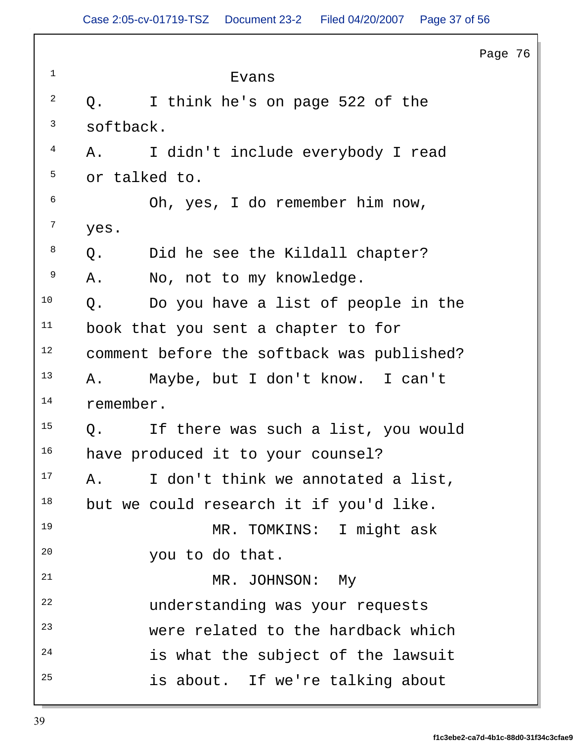Evans

Q. I think he's on page 522 of the softback.

A. I didn't include everybody I read or talked to.

Oh, yes, I do remember him now, yes.

Q. Did he see the Kildall chapter?

A. No, not to my knowledge.

Q. Do you have a list of people in the book that you sent a chapter to for comment before the softback was published?

A. Maybe, but I don't know. I can't remember.

Q. If there was such a list, you would have produced it to your counsel?

A. I don't think we annotated a list, but we could research it if you'd like.

MR. TOMKINS: I might ask you to do that.

MR. JOHNSON: My understanding was your requests were related to the hardback which is what the subject of the lawsuit is about. If we're talking about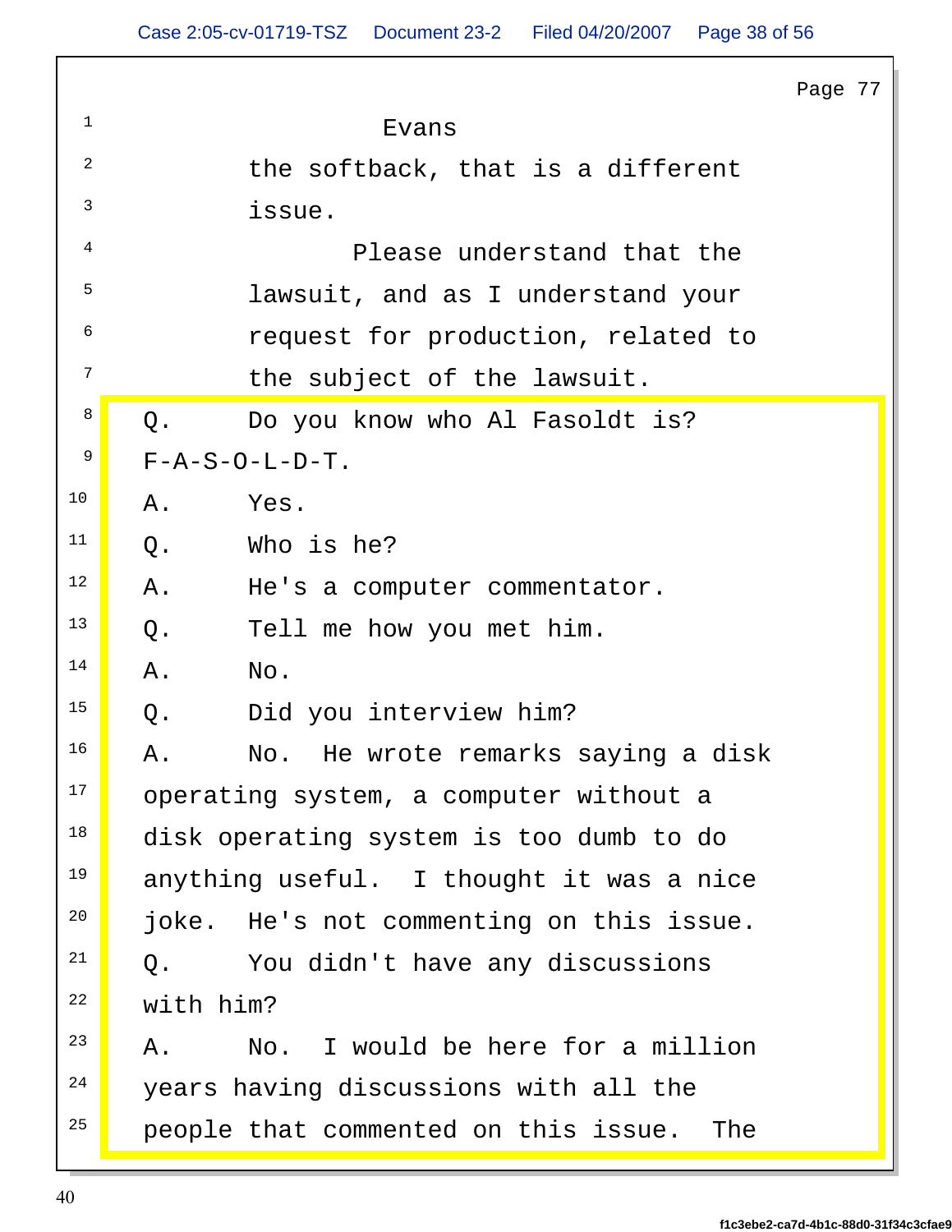Page 77

1 Evans

2 the softback, that is a different

3 issue.

4 Please understand that the

5 lawsuit, and as I understand your

6 request for production, related to

7 the subject of the lawsuit.

8 Q. Do you know who Al Fasoldt is?

9 F-A-S-O-L-D-T.

10 A. Yes.

11 Q. Who is he?

12 A. He's a computer commentator.

13 Q. Tell me how you met him.

14 A. No.

15 Q. Did you interview him?

16 A. No. He wrote remarks saying a disk

17 operating system, a computer without a

18 disk operating system is too dumb to do

19 anything useful. I thought it was a nice

20 joke. He's not commenting on this issue.

21 Q. You didn't have any discussions

22 with him?

23 A. No. I would be here for a million

24 years having discussions with all the

25 people that commented on this issue. The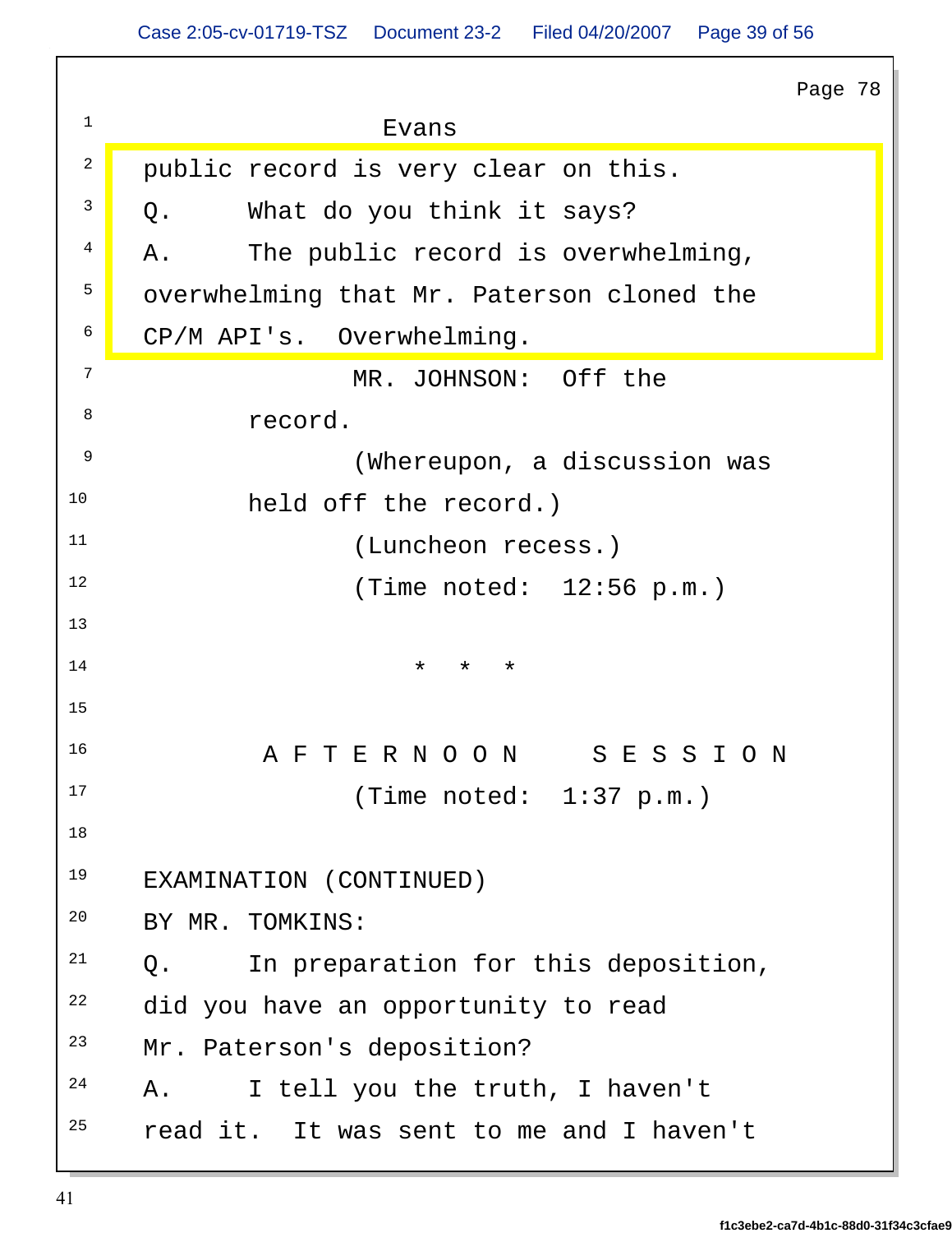Evans

public record is very clear on this.

Q. What do you think it says?

A. The public record is overwhelming, overwhelming that Mr. Paterson cloned the CP/M API's. Overwhelming.

MR. JOHNSON: Off the record.

(Whereupon, a discussion was held off the record.)

(Luncheon recess.)

(Time noted: 12:56 p.m.)

\* \* \*

A F T E R N O O N  S E S S I O N

(Time noted: 1:37 p.m.)

EXAMINATION (CONTINUED)

BY MR. TOMKINS:

Q. In preparation for this deposition, did you have an opportunity to read Mr. Paterson's deposition?

A. I tell you the truth, I haven't read it. It was sent to me and I haven't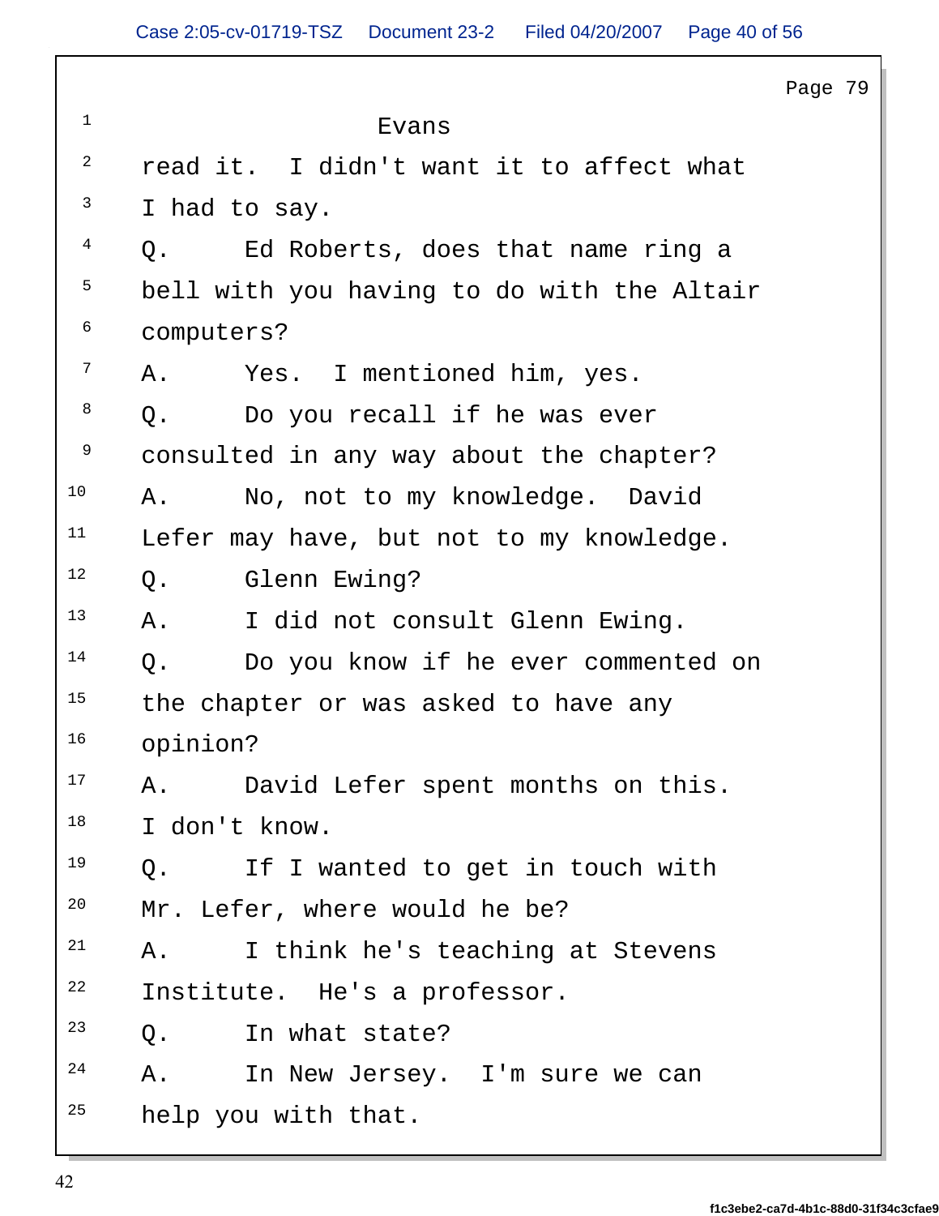Evans

read it. I didn't want it to affect what I had to say.

Q. Ed Roberts, does that name ring a bell with you having to do with the Altair computers?

A. Yes. I mentioned him, yes.

Q. Do you recall if he was ever consulted in any way about the chapter?

A. No, not to my knowledge. David Lefer may have, but not to my knowledge.

Q. Glenn Ewing?

A. I did not consult Glenn Ewing.

Q. Do you know if he ever commented on the chapter or was asked to have any opinion?

A. David Lefer spent months on this. I don't know.

Q. If I wanted to get in touch with Mr. Lefer, where would he be?

A. I think he's teaching at Stevens Institute. He's a professor.

Q. In what state?

A. In New Jersey. I'm sure we can help you with that.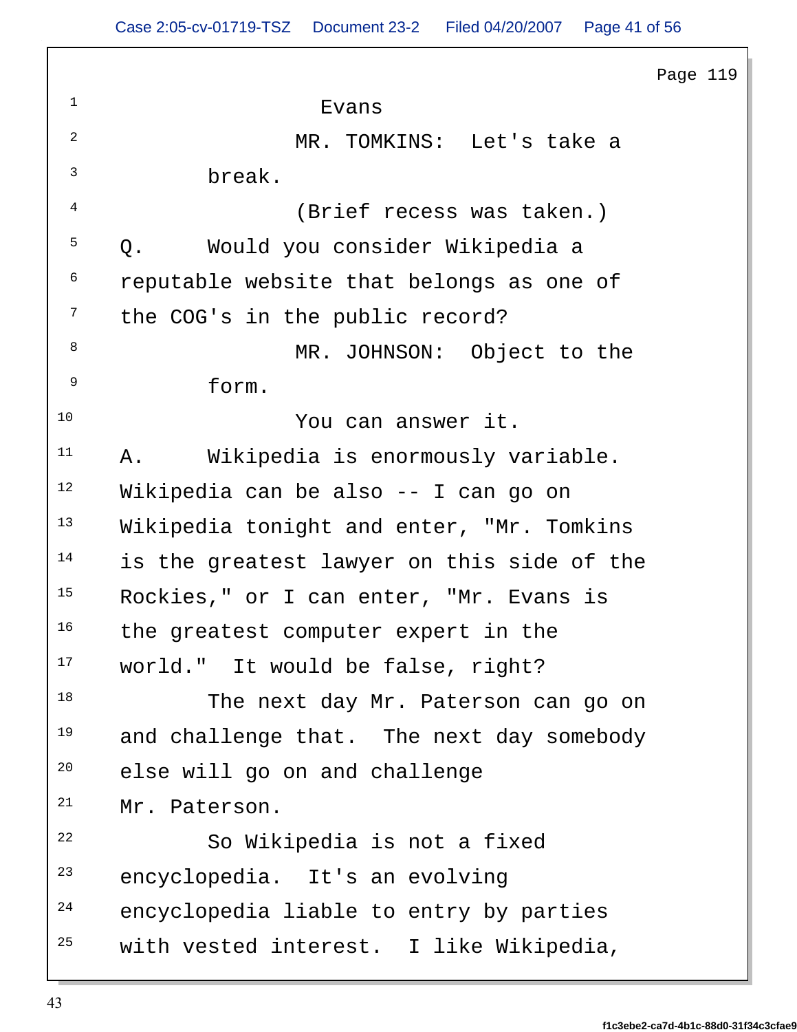Evans

MR. TOMKINS: Let's take a break.

(Brief recess was taken.)

Q. Would you consider Wikipedia a reputable website that belongs as one of the COG's in the public record?

MR. JOHNSON: Object to the form.

You can answer it.

A. Wikipedia is enormously variable. Wikipedia can be also -- I can go on Wikipedia tonight and enter, "Mr. Tomkins is the greatest lawyer on this side of the Rockies," or I can enter, "Mr. Evans is the greatest computer expert in the world." It would be false, right?

The next day Mr. Paterson can go on and challenge that. The next day somebody else will go on and challenge Mr. Paterson.

So Wikipedia is not a fixed encyclopedia. It's an evolving encyclopedia liable to entry by parties with vested interest. I like Wikipedia,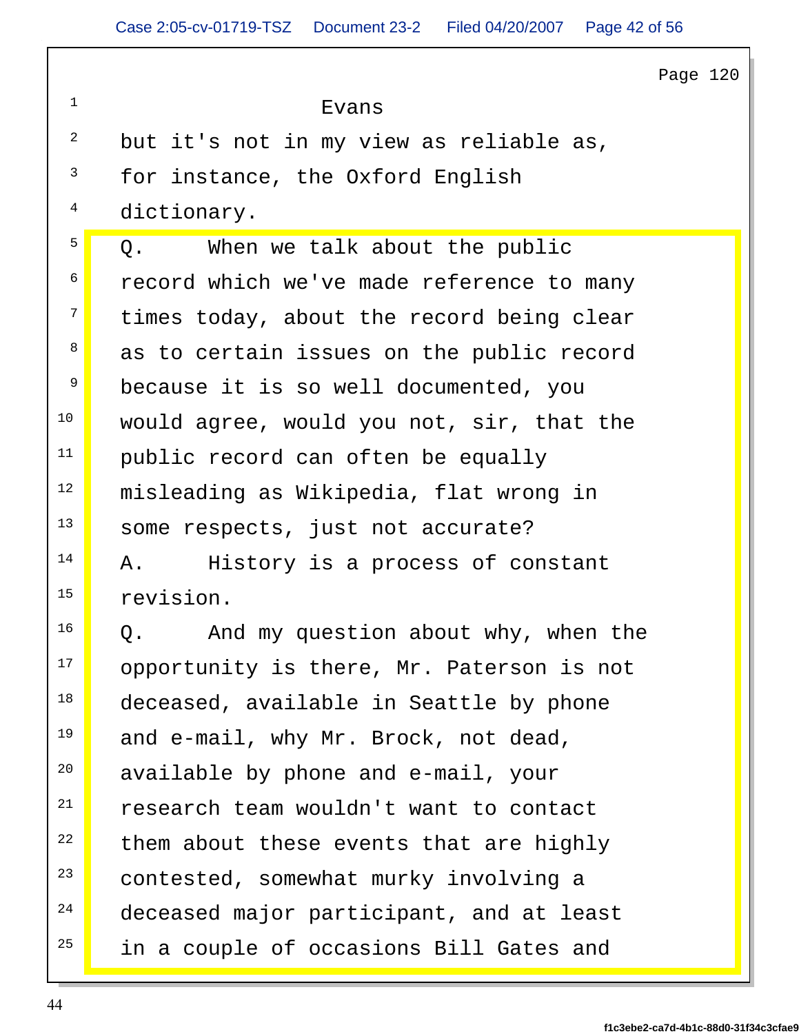Evans

but it's not in my view as reliable as, for instance, the Oxford English dictionary.

Q. When we talk about the public record which we've made reference to many times today, about the record being clear as to certain issues on the public record because it is so well documented, you would agree, would you not, sir, that the public record can often be equally misleading as Wikipedia, flat wrong in some respects, just not accurate?

A. History is a process of constant revision.

Q. And my question about why, when the opportunity is there, Mr. Paterson is not deceased, available in Seattle by phone and e-mail, why Mr. Brock, not dead, available by phone and e-mail, your research team wouldn't want to contact them about these events that are highly contested, somewhat murky involving a deceased major participant, and at least in a couple of occasions Bill Gates and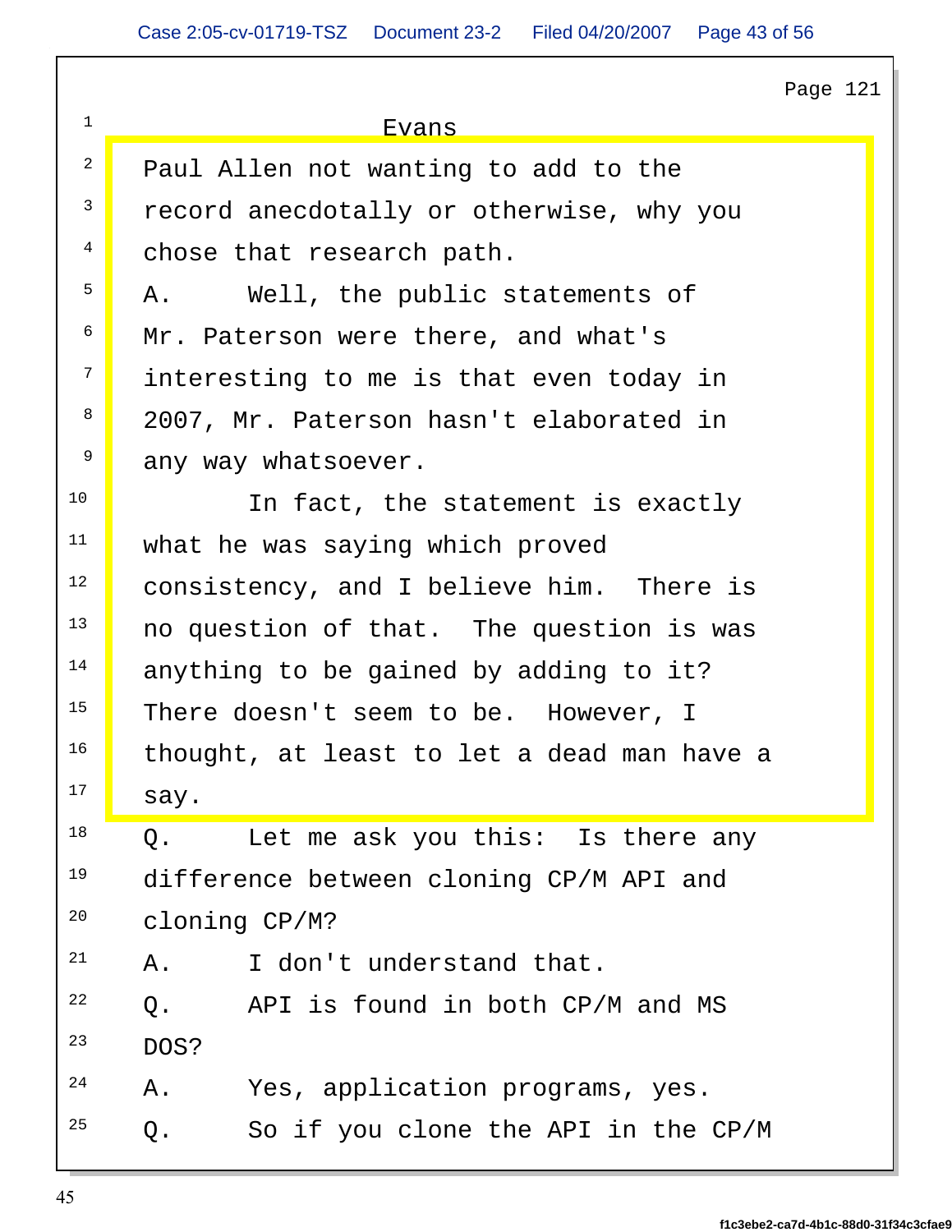Evans

Paul Allen not wanting to add to the record anecdotally or otherwise, why you chose that research path.

A. Well, the public statements of Mr. Paterson were there, and what's interesting to me is that even today in 2007, Mr. Paterson hasn't elaborated in any way whatsoever.

In fact, the statement is exactly what he was saying which proved consistency, and I believe him. There is no question of that. The question is was anything to be gained by adding to it? There doesn't seem to be. However, I thought, at least to let a dead man have a say.

Q. Let me ask you this: Is there any difference between cloning CP/M API and cloning CP/M?

A. I don't understand that.

Q. API is found in both CP/M and MS DOS?

A. Yes, application programs, yes.

Q. So if you clone the API in the CP/M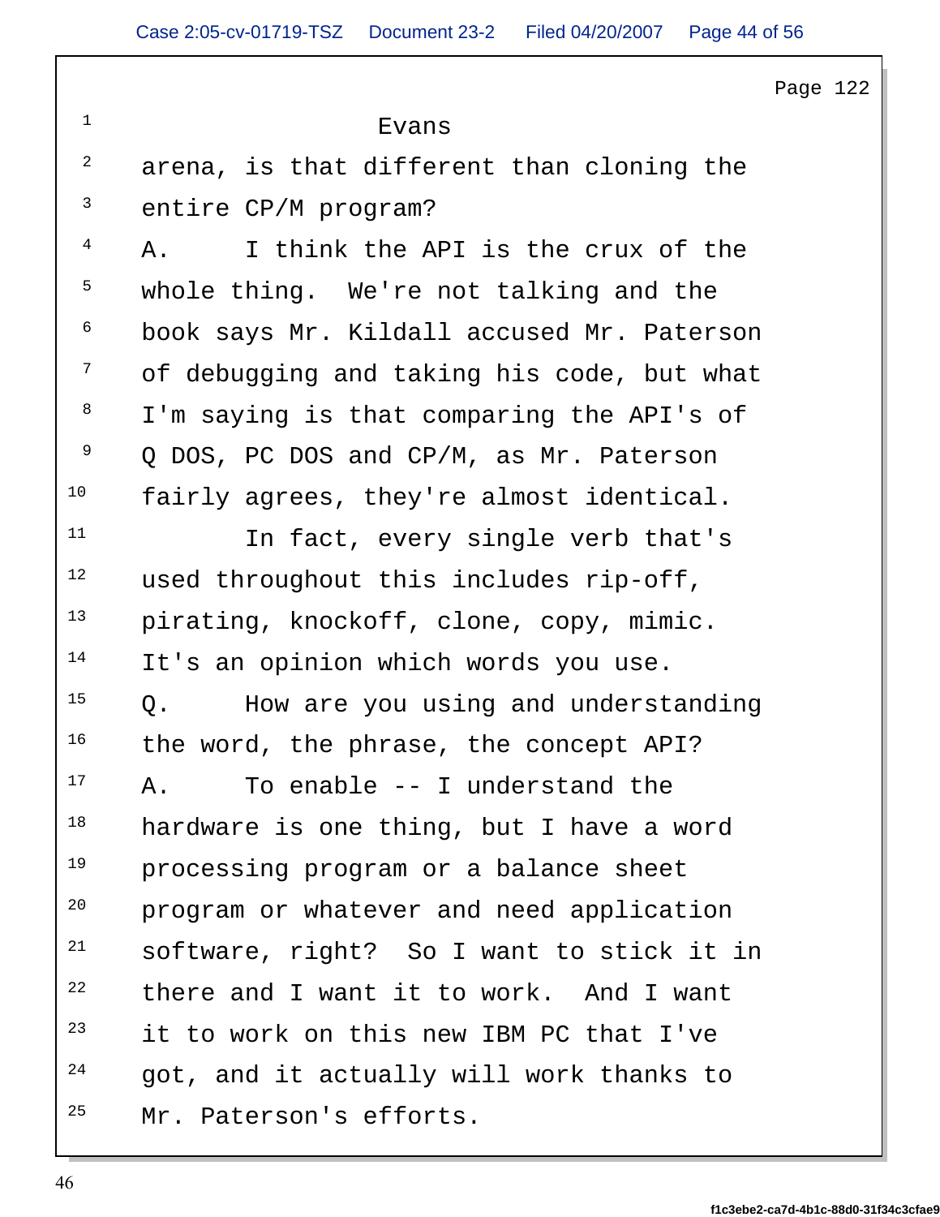Evans

arena, is that different than cloning the entire CP/M program?

A. I think the API is the crux of the whole thing. We're not talking and the book says Mr. Kildall accused Mr. Paterson of debugging and taking his code, but what I'm saying is that comparing the API's of Q DOS, PC DOS and CP/M, as Mr. Paterson fairly agrees, they're almost identical.

In fact, every single verb that's used throughout this includes rip-off, pirating, knockoff, clone, copy, mimic. It's an opinion which words you use.

Q. How are you using and understanding the word, the phrase, the concept API?

A. To enable -- I understand the hardware is one thing, but I have a word processing program or a balance sheet program or whatever and need application software, right? So I want to stick it in there and I want it to work. And I want it to work on this new IBM PC that I've got, and it actually will work thanks to Mr. Paterson's efforts.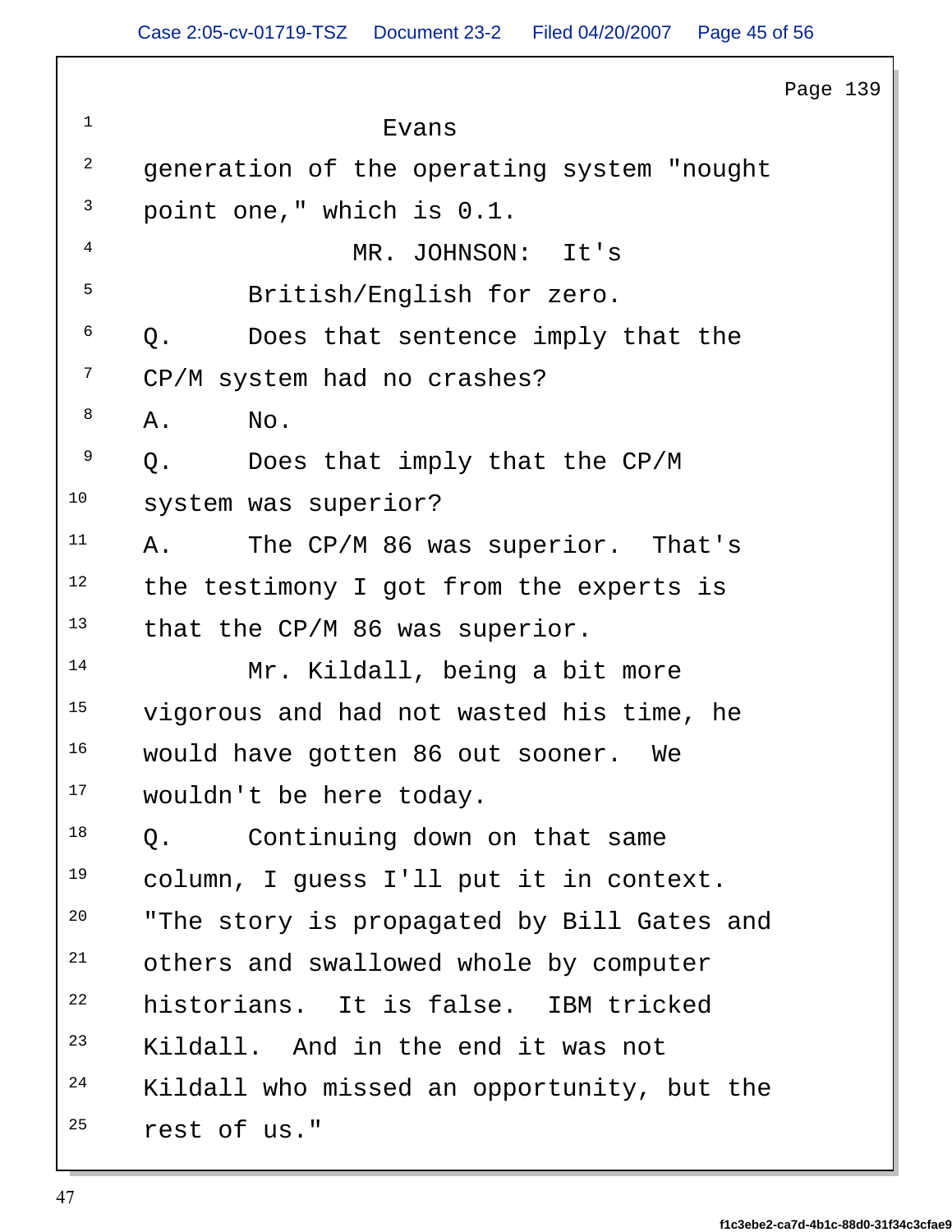Page 139

1 Evans

2 generation of the operating system "nought

3 point one," which is 0.1.

4 MR. JOHNSON: It's

5 British/English for zero.

6 Q. Does that sentence imply that the

7 CP/M system had no crashes?

8 A. No.

9 Q. Does that imply that the CP/M

10 system was superior?

11 A. The CP/M 86 was superior. That's

12 the testimony I got from the experts is

13 that the CP/M 86 was superior.

14 Mr. Kildall, being a bit more

15 vigorous and had not wasted his time, he

16 would have gotten 86 out sooner. We

17 wouldn't be here today.

18 Q. Continuing down on that same

19 column, I guess I'll put it in context.

20 "The story is propagated by Bill Gates and

21 others and swallowed whole by computer

22 historians. It is false. IBM tricked

23 Kildall. And in the end it was not

24 Kildall who missed an opportunity, but the

25 rest of us."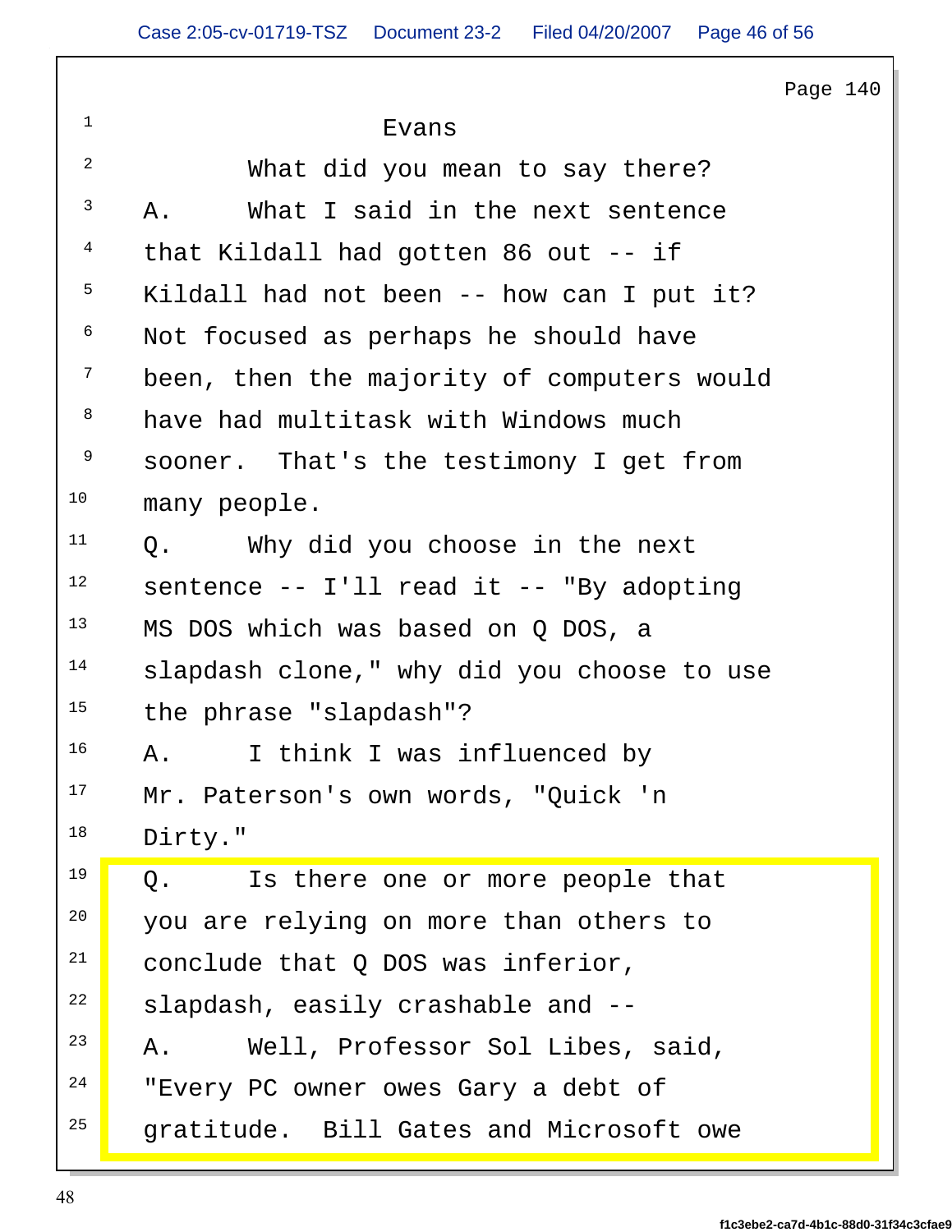Page 140

Evans

What did you mean to say there?

A. What I said in the next sentence that Kildall had gotten 86 out -- if Kildall had not been -- how can I put it? Not focused as perhaps he should have been, then the majority of computers would have had multitask with Windows much sooner. That's the testimony I get from many people.

Q. Why did you choose in the next sentence -- I'll read it -- "By adopting MS DOS which was based on Q DOS, a slapdash clone," why did you choose to use the phrase "slapdash"?

A. I think I was influenced by Mr. Paterson's own words, "Quick 'n Dirty."

Q. Is there one or more people that you are relying on more than others to conclude that Q DOS was inferior, slapdash, easily crashable and --

A. Well, Professor Sol Libes, said, "Every PC owner owes Gary a debt of gratitude. Bill Gates and Microsoft owe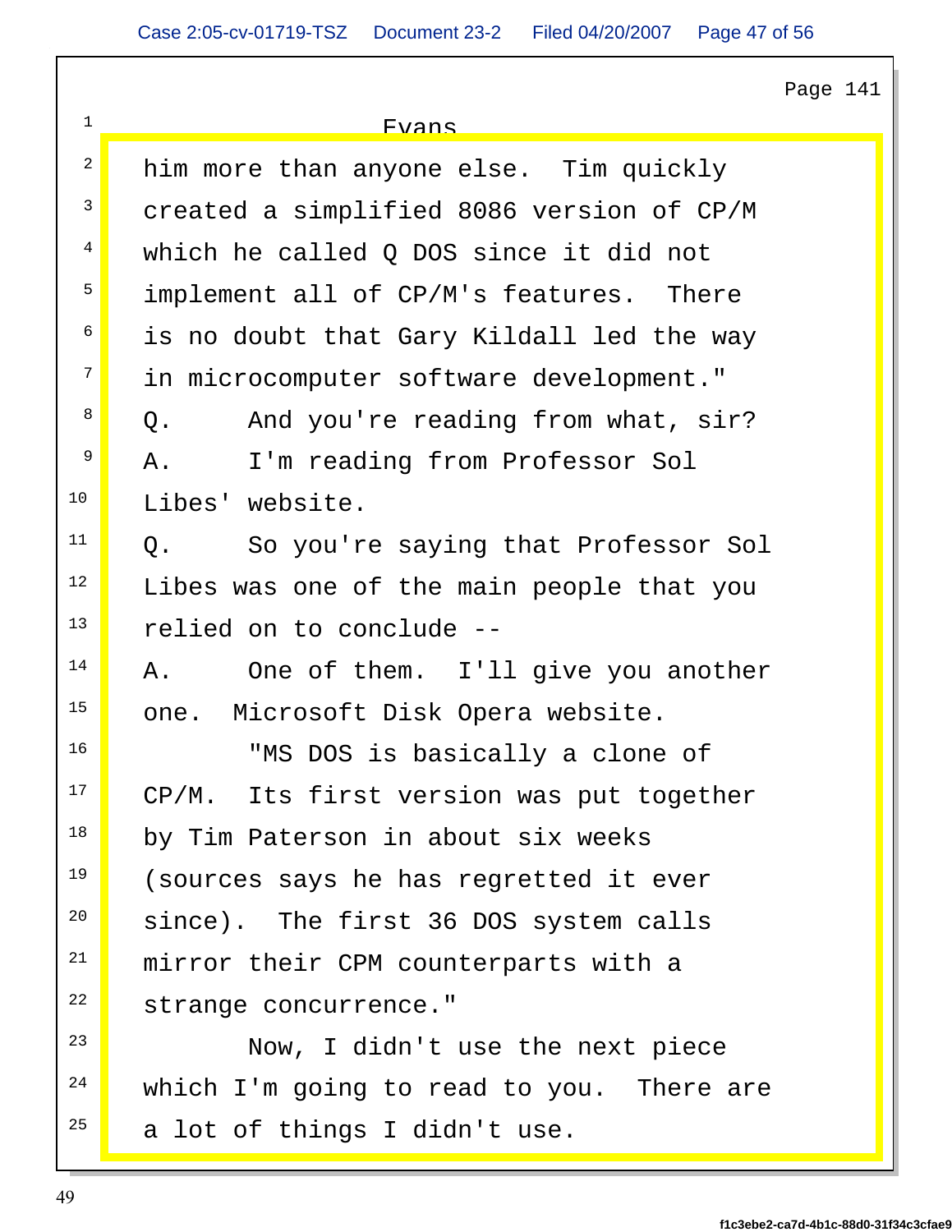Evans

him more than anyone else. Tim quickly created a simplified 8086 version of CP/M which he called Q DOS since it did not implement all of CP/M's features. There is no doubt that Gary Kildall led the way in microcomputer software development."

Q. And you're reading from what, sir?

A. I'm reading from Professor Sol Libes' website.

Q. So you're saying that Professor Sol Libes was one of the main people that you relied on to conclude --

A. One of them. I'll give you another one. Microsoft Disk Opera website.

"MS DOS is basically a clone of CP/M. Its first version was put together by Tim Paterson in about six weeks (sources says he has regretted it ever since). The first 36 DOS system calls mirror their CPM counterparts with a strange concurrence."

Now, I didn't use the next piece which I'm going to read to you. There are a lot of things I didn't use.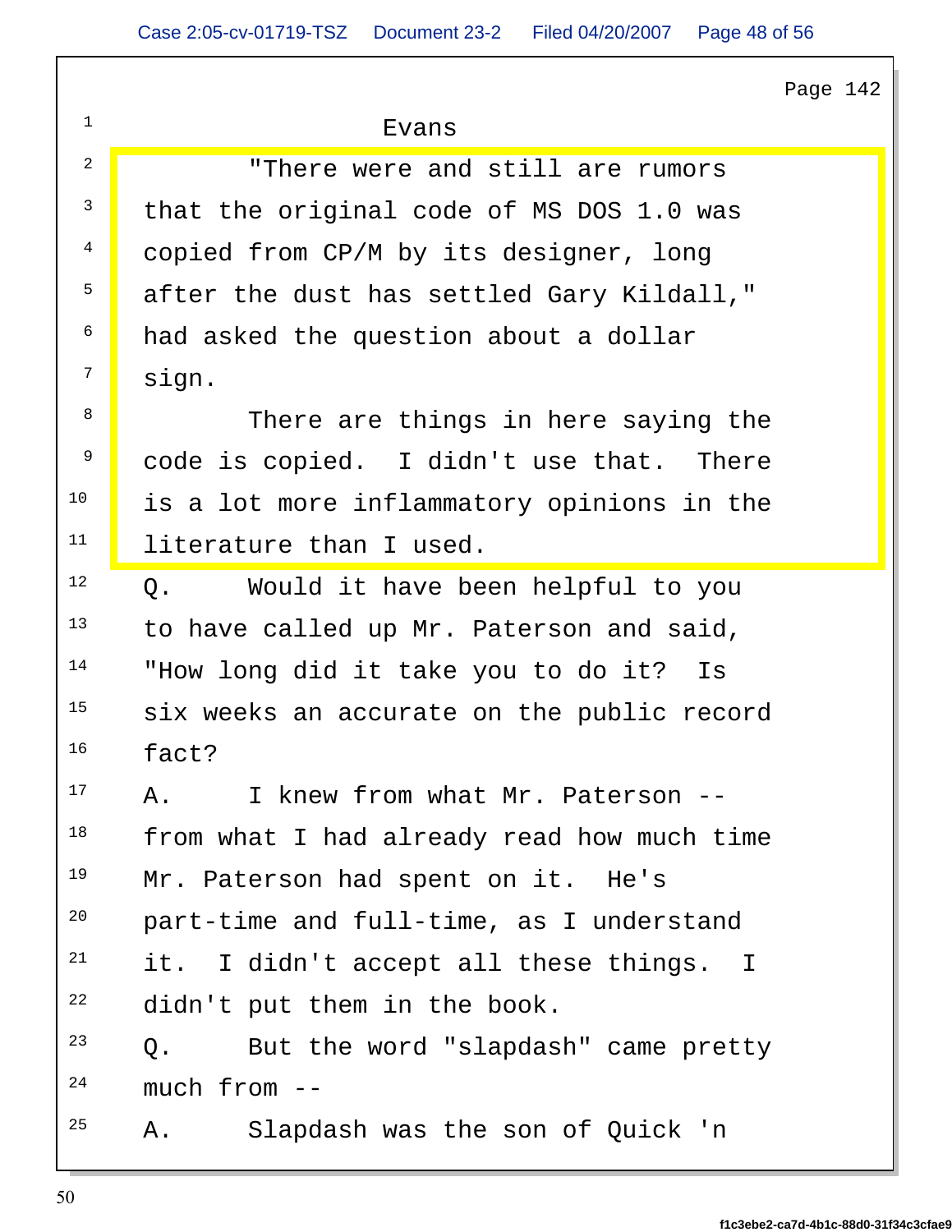Page 142

1 Evans

2 "There were and still are rumors

3 that the original code of MS DOS 1.0 was

4 copied from CP/M by its designer, long

5 after the dust has settled Gary Kildall,"

6 had asked the question about a dollar

7 sign.

8 There are things in here saying the

9 code is copied. I didn't use that. There

10 is a lot more inflammatory opinions in the

11 literature than I used.

12 Q. Would it have been helpful to you

13 to have called up Mr. Paterson and said,

14 "How long did it take you to do it? Is

15 six weeks an accurate on the public record

16 fact?

17 A. I knew from what Mr. Paterson --

18 from what I had already read how much time

19 Mr. Paterson had spent on it. He's

20 part-time and full-time, as I understand

21 it. I didn't accept all these things. I

22 didn't put them in the book.

23 Q. But the word "slapdash" came pretty

24 much from --

25 A. Slapdash was the son of Quick 'n

50

f1c3ebe2-ca7d-4b1c-88d0-31f34c3cfae9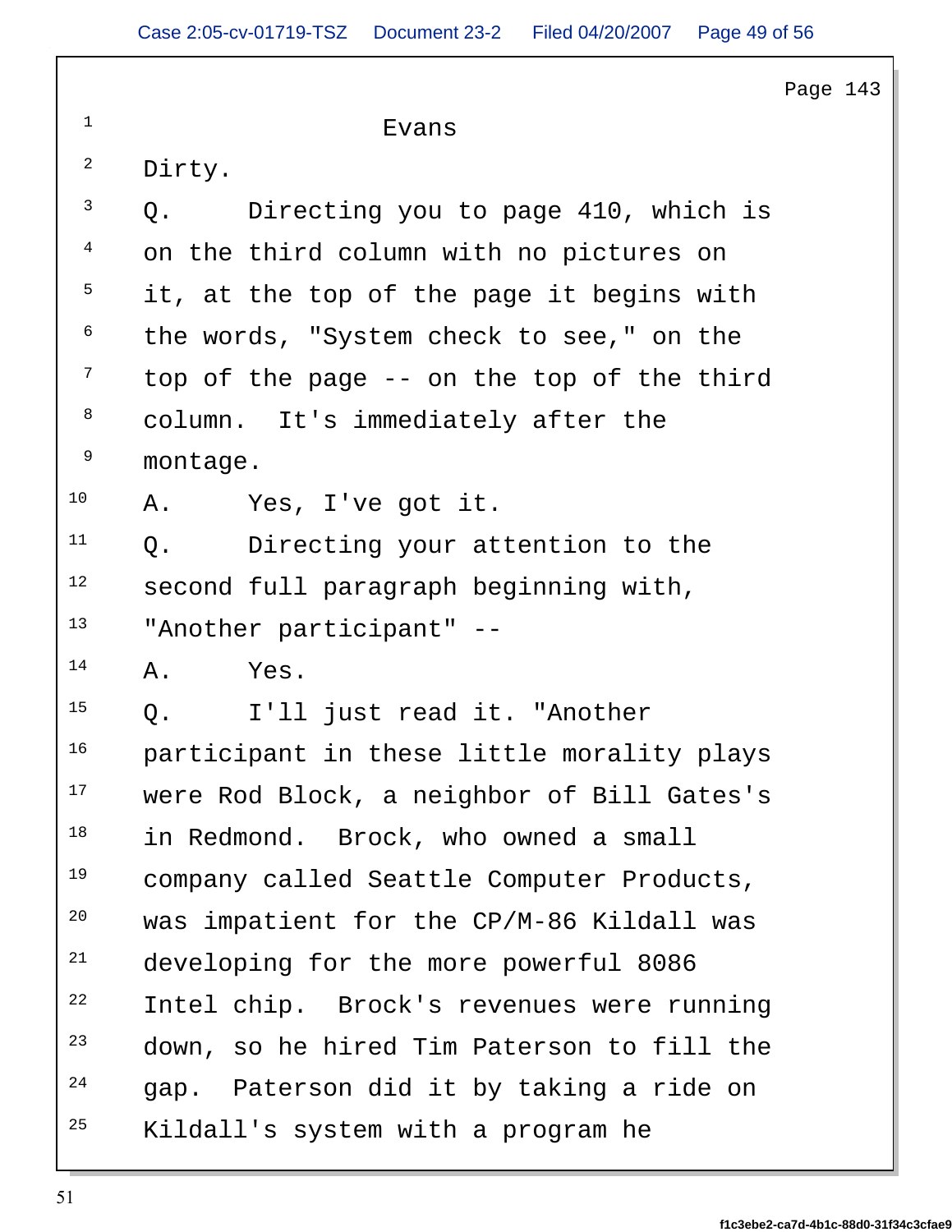Evans

Dirty.

Q.     Directing you to page 410, which is on the third column with no pictures on it, at the top of the page it begins with the words, "System check to see," on the top of the page -- on the top of the third column. It's immediately after the montage.

A.     Yes, I've got it.

Q.     Directing your attention to the second full paragraph beginning with, "Another participant" --

A.     Yes.

Q.     I'll just read it. "Another participant in these little morality plays were Rod Block, a neighbor of Bill Gates's in Redmond. Brock, who owned a small company called Seattle Computer Products, was impatient for the CP/M-86 Kildall was developing for the more powerful 8086 Intel chip. Brock's revenues were running down, so he hired Tim Paterson to fill the gap. Paterson did it by taking a ride on Kildall's system with a program he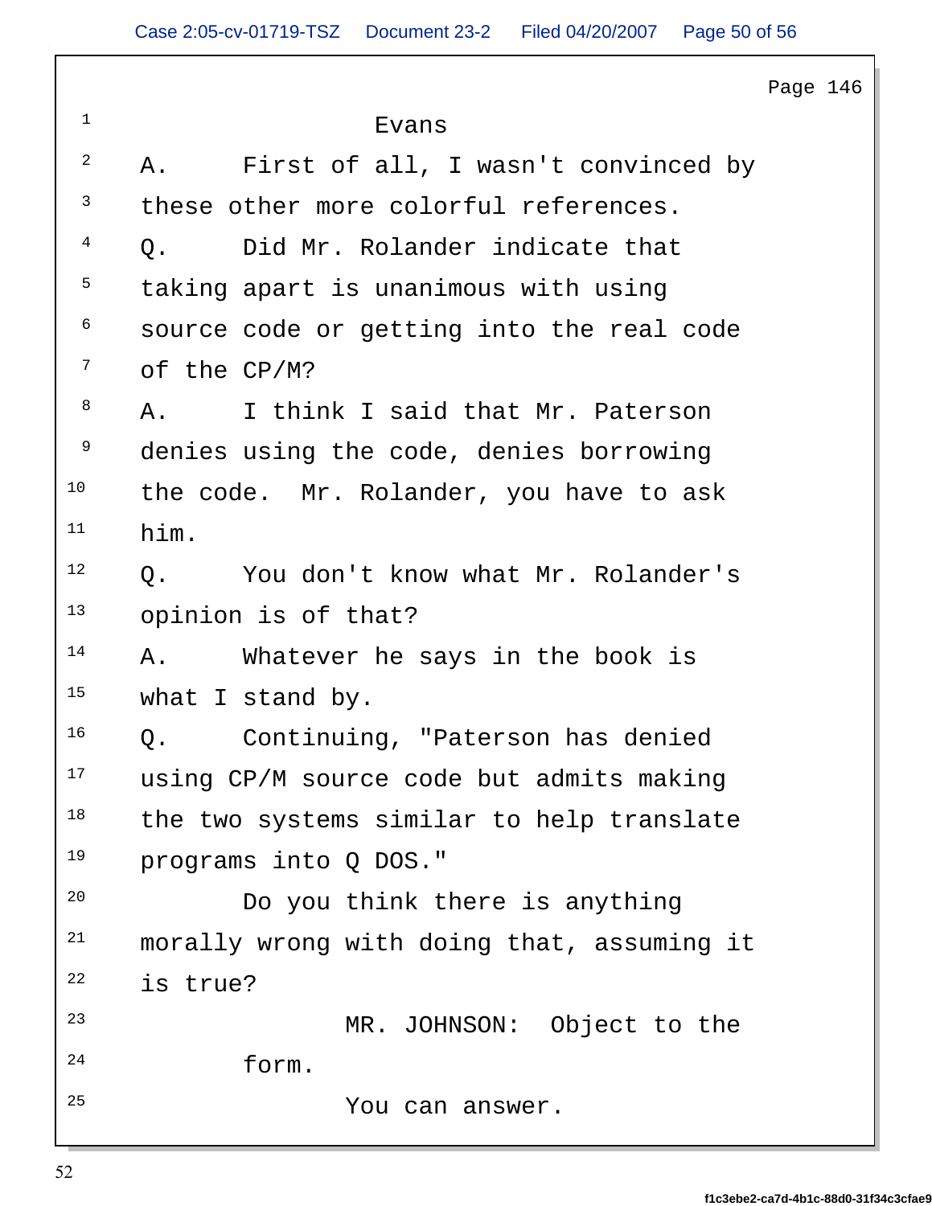Evans

A. First of all, I wasn't convinced by these other more colorful references.

Q. Did Mr. Rolander indicate that taking apart is unanimous with using source code or getting into the real code of the CP/M?

A. I think I said that Mr. Paterson denies using the code, denies borrowing the code. Mr. Rolander, you have to ask him.

Q. You don't know what Mr. Rolander's opinion is of that?

A. Whatever he says in the book is what I stand by.

Q. Continuing, "Paterson has denied using CP/M source code but admits making the two systems similar to help translate programs into Q DOS."

Do you think there is anything morally wrong with doing that, assuming it is true?

MR. JOHNSON: Object to the form.

You can answer.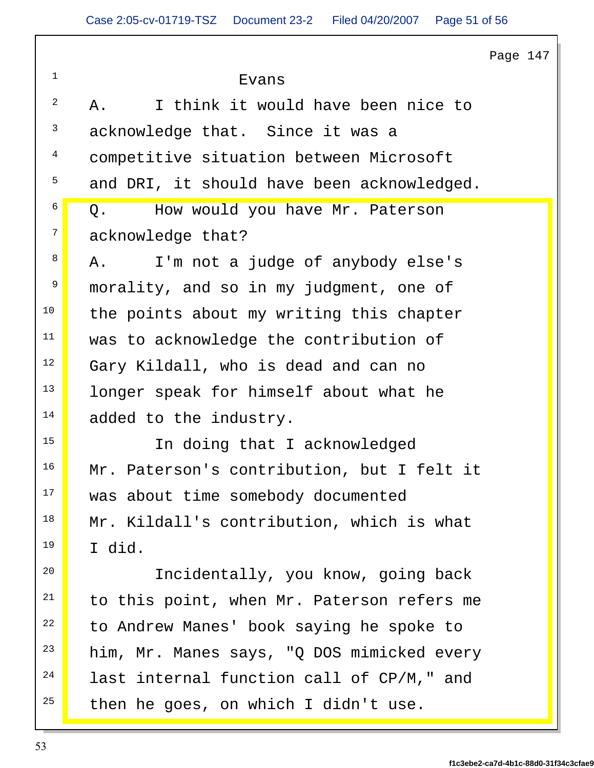Evans

A.     I think it would have been nice to acknowledge that.  Since it was a competitive situation between Microsoft and DRI, it should have been acknowledged.

Q.     How would you have Mr. Paterson acknowledge that?

A.     I'm not a judge of anybody else's morality, and so in my judgment, one of the points about my writing this chapter was to acknowledge the contribution of Gary Kildall, who is dead and can no longer speak for himself about what he added to the industry.

In doing that I acknowledged Mr. Paterson's contribution, but I felt it was about time somebody documented Mr. Kildall's contribution, which is what I did.

Incidentally, you know, going back to this point, when Mr. Paterson refers me to Andrew Manes' book saying he spoke to him, Mr. Manes says, "Q DOS mimicked every last internal function call of CP/M," and then he goes, on which I didn't use.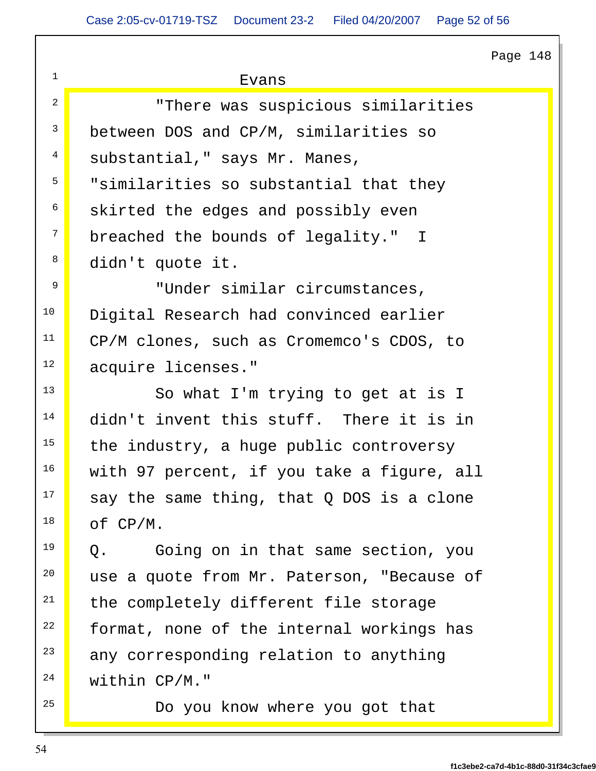Evans

"There was suspicious similarities between DOS and CP/M, similarities so substantial," says Mr. Manes, "similarities so substantial that they skirted the edges and possibly even breached the bounds of legality." I didn't quote it.

"Under similar circumstances, Digital Research had convinced earlier CP/M clones, such as Cromemco's CDOS, to acquire licenses."

So what I'm trying to get at is I didn't invent this stuff. There it is in the industry, a huge public controversy with 97 percent, if you take a figure, all say the same thing, that Q DOS is a clone of CP/M.

Q. Going on in that same section, you use a quote from Mr. Paterson, "Because of the completely different file storage format, none of the internal workings has any corresponding relation to anything within CP/M."

Do you know where you got that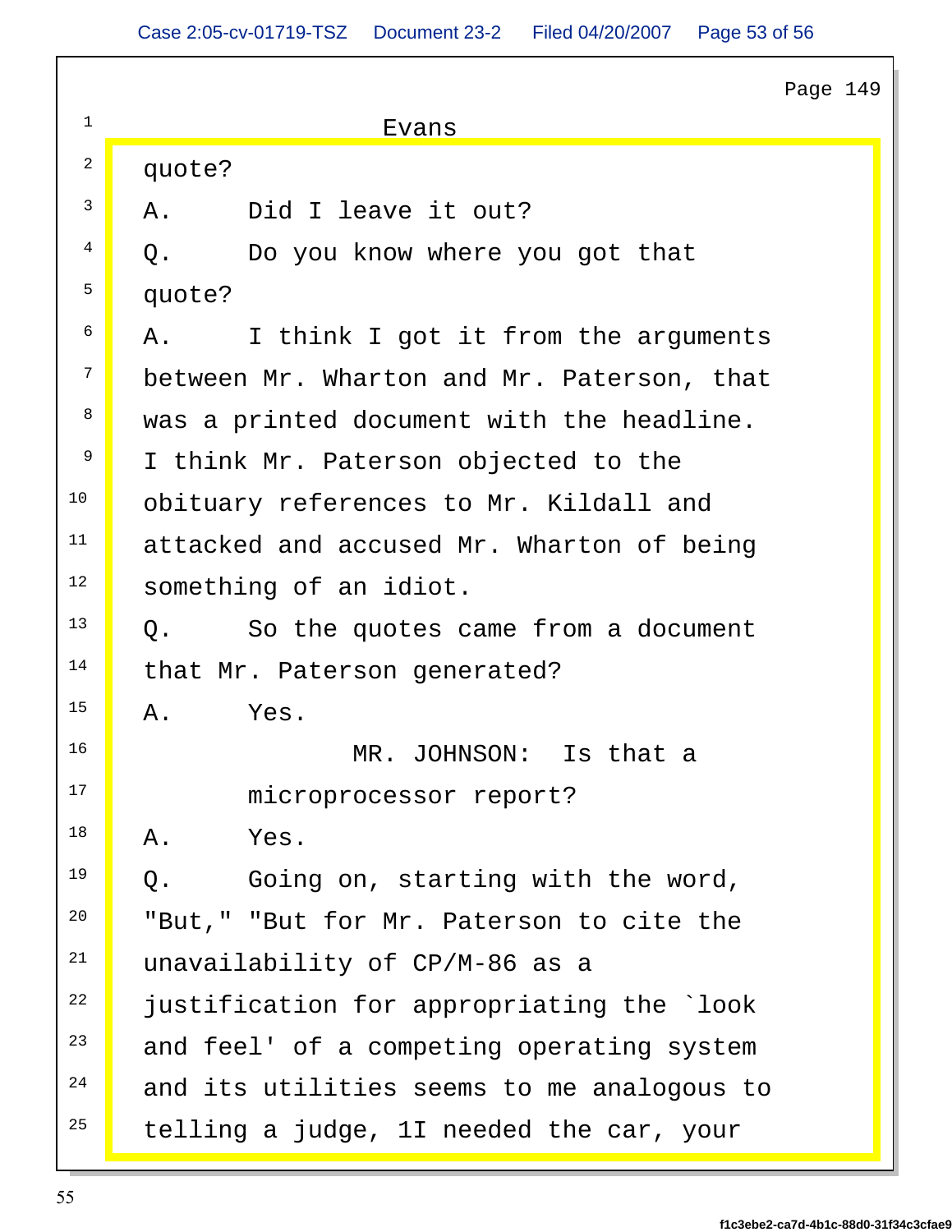Evans

quote?

A. Did I leave it out?

Q. Do you know where you got that quote?

A. I think I got it from the arguments between Mr. Wharton and Mr. Paterson, that was a printed document with the headline. I think Mr. Paterson objected to the obituary references to Mr. Kildall and attacked and accused Mr. Wharton of being something of an idiot.

Q. So the quotes came from a document that Mr. Paterson generated?

A. Yes.

MR. JOHNSON: Is that a microprocessor report?

A. Yes.

Q. Going on, starting with the word, "But," "But for Mr. Paterson to cite the unavailability of CP/M-86 as a justification for appropriating the `look and feel' of a competing operating system and its utilities seems to me analogous to telling a judge, 1I needed the car, your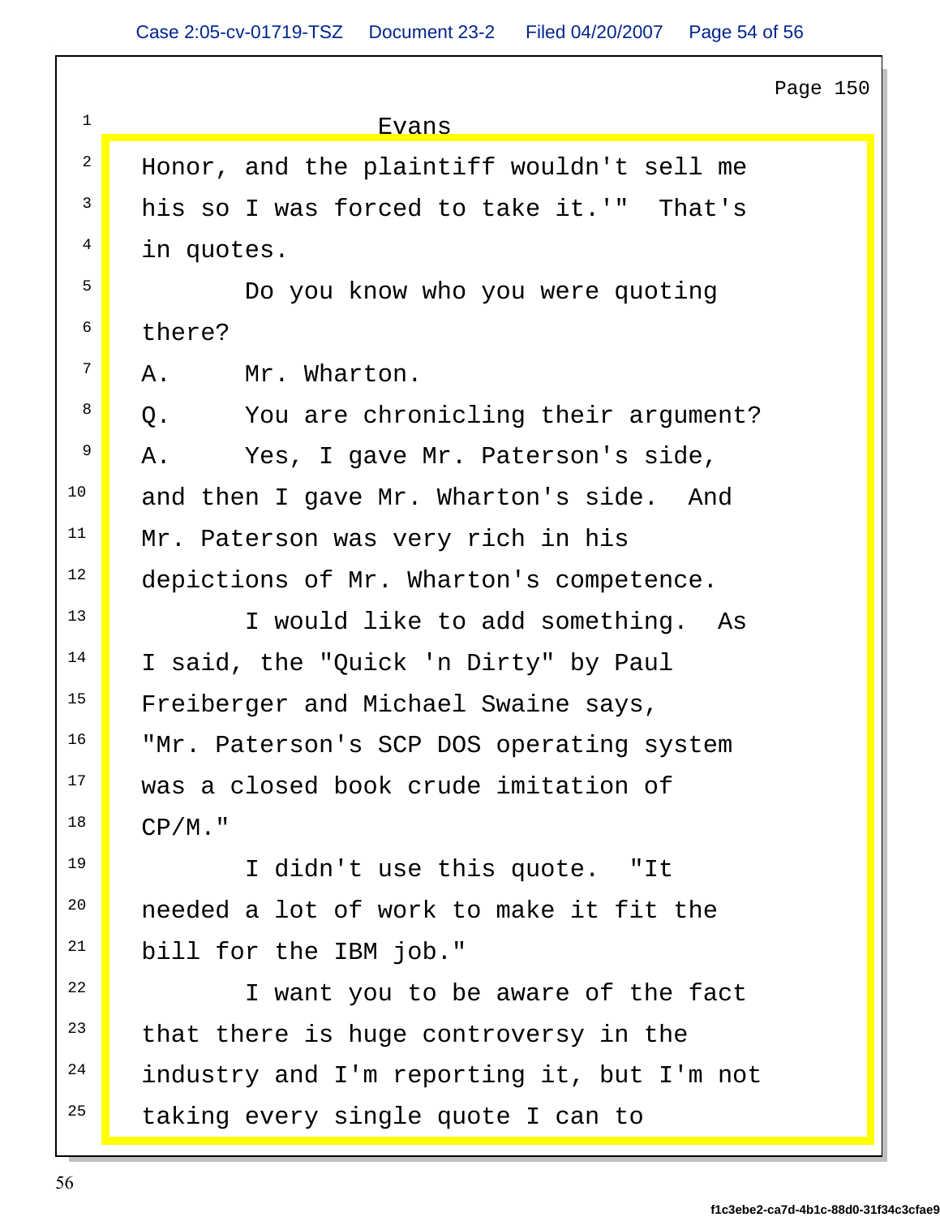Evans

Honor, and the plaintiff wouldn't sell me his so I was forced to take it.'" That's in quotes.

Do you know who you were quoting there?

A. Mr. Wharton.

Q. You are chronicling their argument?

A. Yes, I gave Mr. Paterson's side, and then I gave Mr. Wharton's side. And Mr. Paterson was very rich in his depictions of Mr. Wharton's competence.

I would like to add something. As I said, the "Quick 'n Dirty" by Paul Freiberger and Michael Swaine says, "Mr. Paterson's SCP DOS operating system was a closed book crude imitation of CP/M."

I didn't use this quote. "It needed a lot of work to make it fit the bill for the IBM job."

I want you to be aware of the fact that there is huge controversy in the industry and I'm reporting it, but I'm not taking every single quote I can to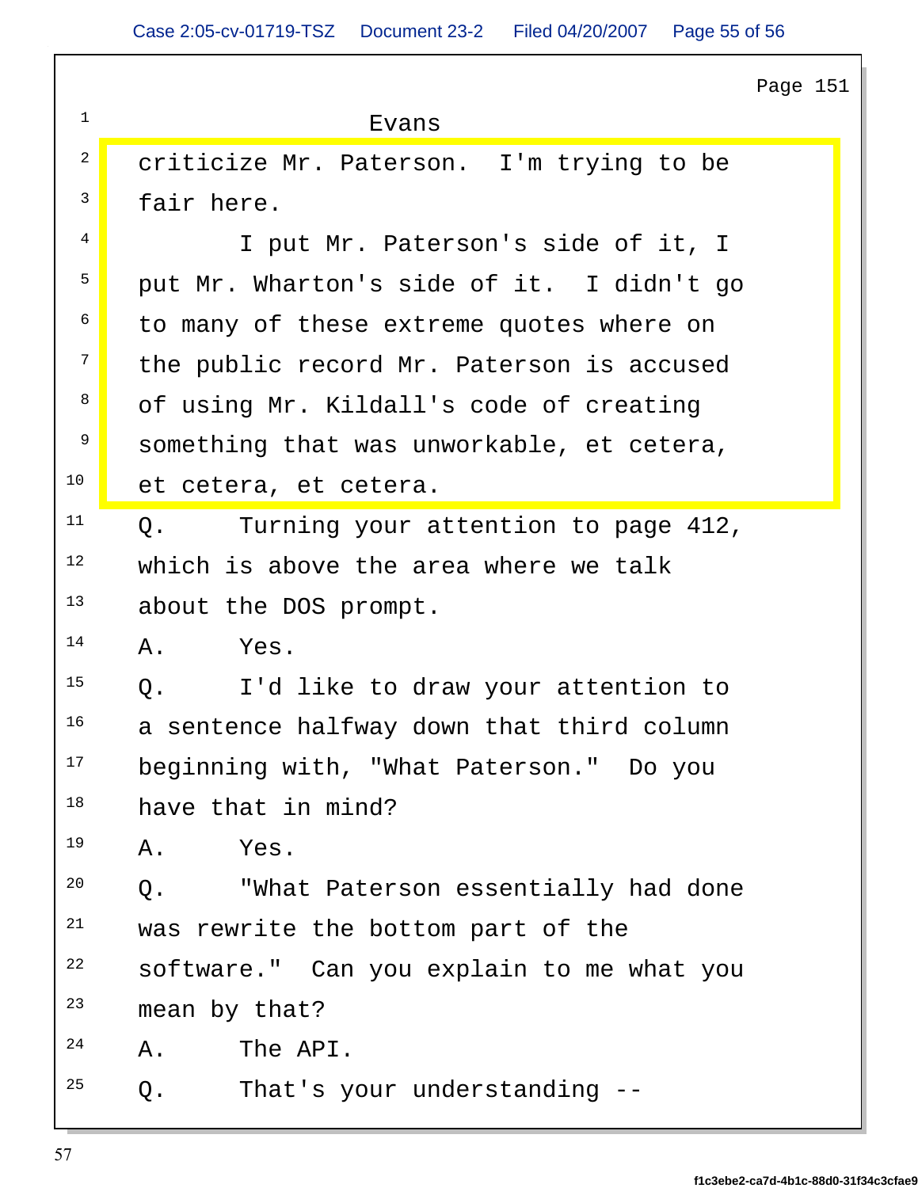Evans

criticize Mr. Paterson. I'm trying to be fair here.

I put Mr. Paterson's side of it, I put Mr. Wharton's side of it. I didn't go to many of these extreme quotes where on the public record Mr. Paterson is accused of using Mr. Kildall's code of creating something that was unworkable, et cetera, et cetera, et cetera.

Q. Turning your attention to page 412, which is above the area where we talk about the DOS prompt.

A. Yes.

Q. I'd like to draw your attention to a sentence halfway down that third column beginning with, "What Paterson." Do you have that in mind?

A. Yes.

Q. "What Paterson essentially had done was rewrite the bottom part of the software." Can you explain to me what you mean by that?

A. The API.

Q. That's your understanding --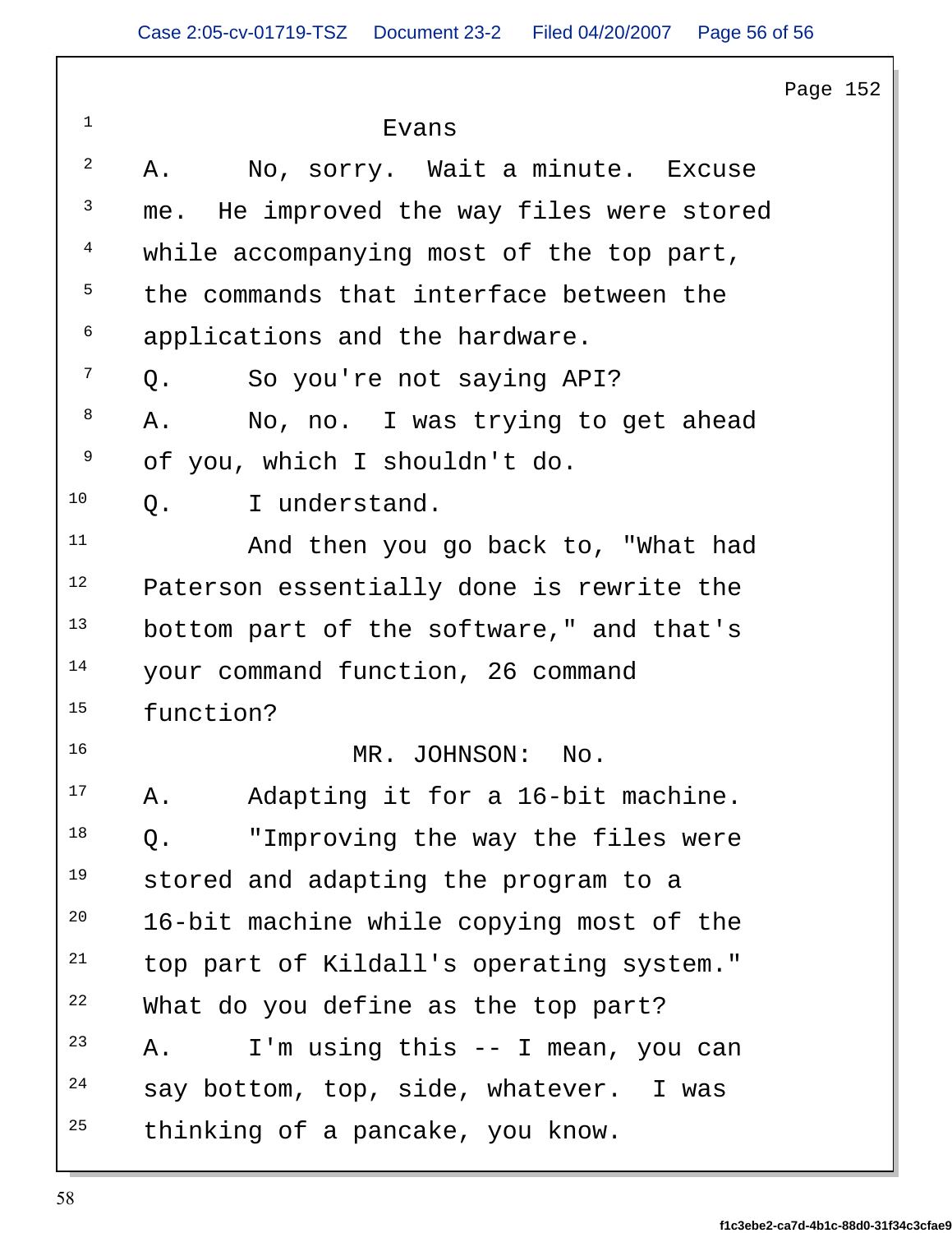Evans

A. No, sorry. Wait a minute. Excuse me. He improved the way files were stored while accompanying most of the top part, the commands that interface between the applications and the hardware.

Q. So you're not saying API?

A. No, no. I was trying to get ahead of you, which I shouldn't do.

Q. I understand.

And then you go back to, "What had Paterson essentially done is rewrite the bottom part of the software," and that's your command function, 26 command function?

MR. JOHNSON: No.

A. Adapting it for a 16-bit machine.

Q. "Improving the way the files were stored and adapting the program to a 16-bit machine while copying most of the top part of Kildall's operating system." What do you define as the top part?

A. I'm using this -- I mean, you can say bottom, top, side, whatever. I was thinking of a pancake, you know.